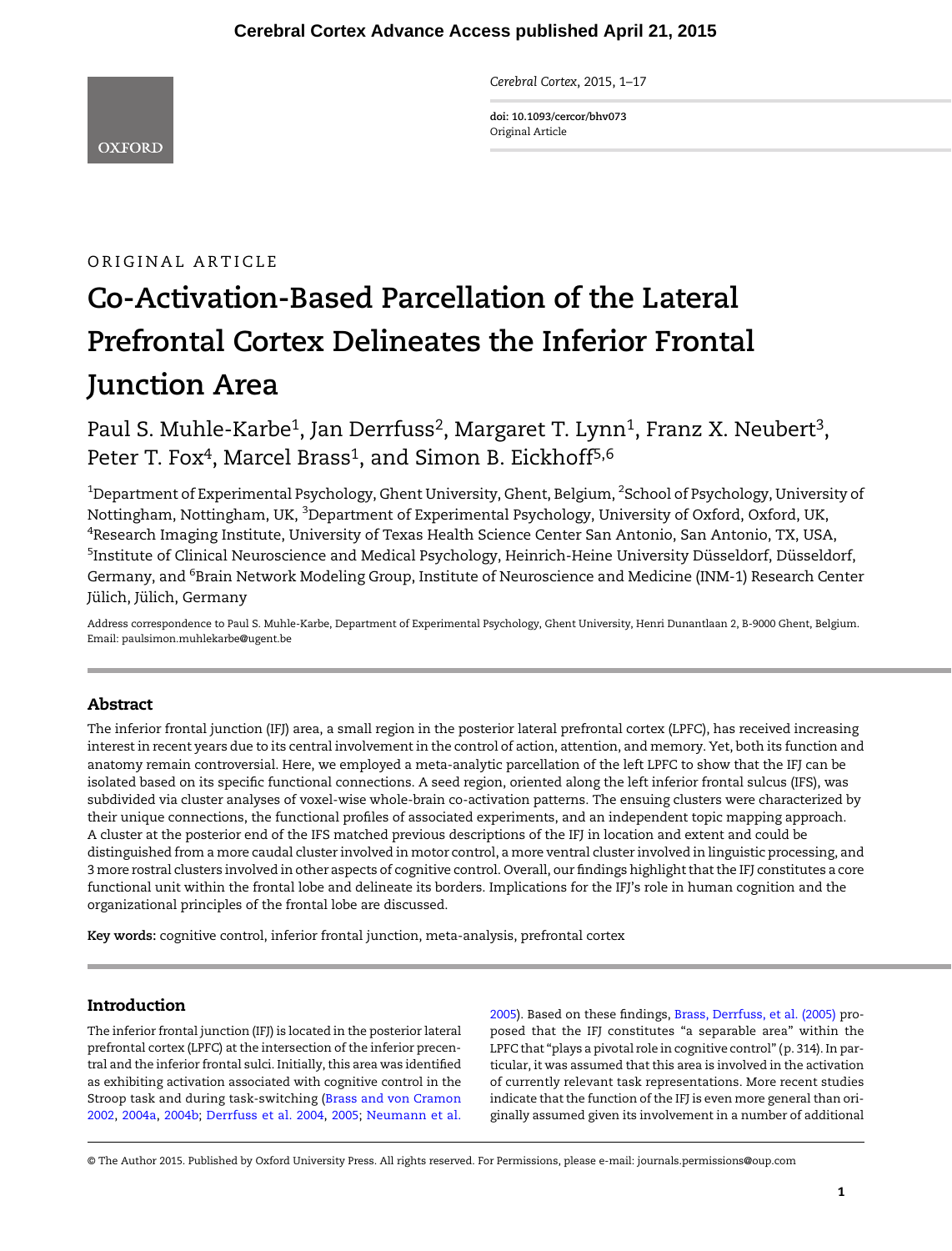ORIGINAL ARTICLE

# Co-Activation-Based Parcellation of the Lateral Prefrontal Cortex Delineates the Inferior Frontal Junction Area

Paul S. Muhle-Karbe[1], Jan Derrfuss[2], Margaret T. Lynn[1], Franz X. Neubert[3], Peter T. Fox[4], Marcel Brass[1], and Simon B. Eickhoff[5,6]

[1]Department of Experimental Psychology, Ghent University, Ghent, Belgium, [2]School of Psychology, University of Nottingham, Nottingham, UK, [3]Department of Experimental Psychology, University of Oxford, Oxford, UK, [4]Research Imaging Institute, University of Texas Health Science Center San Antonio, San Antonio, TX, USA, [5]Institute of Clinical Neuroscience and Medical Psychology, Heinrich-Heine University Düsseldorf, Düsseldorf, Germany, and [6]Brain Network Modeling Group, Institute of Neuroscience and Medicine (INM-1) Research Center Jülich, Jülich, Germany

Address correspondence to Paul S. Muhle-Karbe, Department of Experimental Psychology, Ghent University, Henri Dunantlaan 2, B-9000 Ghent, Belgium. Email: paulsimon.muhlekarbe@ugent.be

## Abstract

The inferior frontal junction (IFJ) area, a small region in the posterior lateral prefrontal cortex (LPFC), has received increasing interest in recent years due to its central involvement in the control of action, attention, and memory. Yet, both its function and anatomy remain controversial. Here, we employed a meta-analytic parcellation of the left LPFC to show that the IFJ can be isolated based on its specific functional connections. A seed region, oriented along the left inferior frontal sulcus (IFS), was subdivided via cluster analyses of voxel-wise whole-brain co-activation patterns. The ensuing clusters were characterized by their unique connections, the functional profiles of associated experiments, and an independent topic mapping approach. A cluster at the posterior end of the IFS matched previous descriptions of the IFJ in location and extent and could be distinguished from a more caudal cluster involved in motor control, a more ventral cluster involved in linguistic processing, and 3 more rostral clusters involved in other aspects of cognitive control. Overall, our findings highlight that the IFJ constitutes a core functional unit within the frontal lobe and delineate its borders. Implications for the IFJ's role in human cognition and the organizational principles of the frontal lobe are discussed.

**Key words:** cognitive control, inferior frontal junction, meta-analysis, prefrontal cortex

## Introduction

The inferior frontal junction (IFJ) is located in the posterior lateral prefrontal cortex (LPFC) at the intersection of the inferior precentral and the inferior frontal sulci. Initially, this area was identified as exhibiting activation associated with cognitive control in the Stroop task and during task-switching (Brass and von Cramon 2002, 2004a, 2004b; Derrfuss et al. 2004, 2005; Neumann et al. 2005). Based on these findings, Brass, Derrfuss, et al. (2005) proposed that the IFJ constitutes "a separable area" within the LPFC that "plays a pivotal role in cognitive control" (p. 314). In particular, it was assumed that this area is involved in the activation of currently relevant task representations. More recent studies indicate that the function of the IFJ is even more general than originally assumed given its involvement in a number of additional

© The Author 2015. Published by Oxford University Press. All rights reserved. For Permissions, please e-mail: journals.permissions@oup.com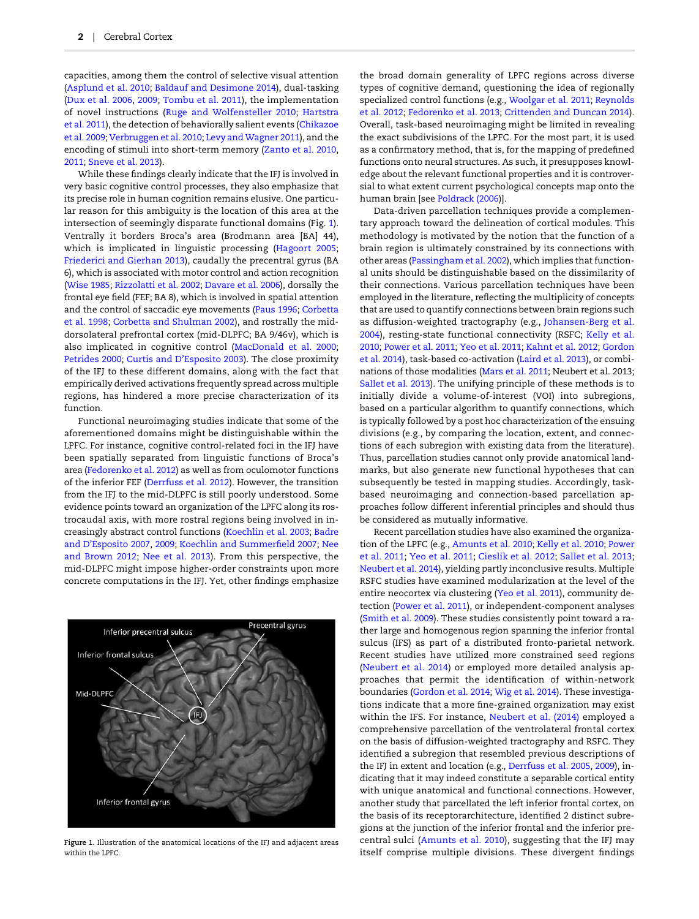capacities, among them the control of selective visual attention (Asplund et al. 2010; Baldauf and Desimone 2014), dual-tasking (Dux et al. 2006, 2009; Tombu et al. 2011), the implementation of novel instructions (Ruge and Wolfensteller 2010; Hartstra et al. 2011), the detection of behaviorally salient events (Chikazoe et al. 2009; Verbruggen et al. 2010; Levy and Wagner 2011), and the encoding of stimuli into short-term memory (Zanto et al. 2010, 2011; Sneve et al. 2013).

While these findings clearly indicate that the IFJ is involved in very basic cognitive control processes, they also emphasize that its precise role in human cognition remains elusive. One particular reason for this ambiguity is the location of this area at the intersection of seemingly disparate functional domains (Fig. 1). Ventrally it borders Broca's area (Brodmann area [BA] 44), which is implicated in linguistic processing (Hagoort 2005; Friederici and Gierhan 2013), caudally the precentral gyrus (BA 6), which is associated with motor control and action recognition (Wise 1985; Rizzolatti et al. 2002; Davare et al. 2006), dorsally the frontal eye field (FEF; BA 8), which is involved in spatial attention and the control of saccadic eye movements (Paus 1996; Corbetta et al. 1998; Corbetta and Shulman 2002), and rostrally the mid-dorsolateral prefrontal cortex (mid-DLPFC; BA 9/46v), which is also implicated in cognitive control (MacDonald et al. 2000; Petrides 2000; Curtis and D'Esposito 2003). The close proximity of the IFJ to these different domains, along with the fact that empirically derived activations frequently spread across multiple regions, has hindered a more precise characterization of its function.

Functional neuroimaging studies indicate that some of the aforementioned domains might be distinguishable within the LPFC. For instance, cognitive control-related foci in the IFJ have been spatially separated from linguistic functions of Broca's area (Fedorenko et al. 2012) as well as from oculomotor functions of the inferior FEF (Derrfuss et al. 2012). However, the transition from the IFJ to the mid-DLPFC is still poorly understood. Some evidence points toward an organization of the LPFC along its rostrocaudal axis, with more rostral regions being involved in increasingly abstract control functions (Koechlin et al. 2003; Badre and D'Esposito 2007, 2009; Koechlin and Summerfield 2007; Nee and Brown 2012; Nee et al. 2013). From this perspective, the mid-DLPFC might impose higher-order constraints upon more concrete computations in the IFJ. Yet, other findings emphasize the broad domain generality of LPFC regions across diverse types of cognitive demand, questioning the idea of regionally specialized control functions (e.g., Woolgar et al. 2011; Reynolds et al. 2012; Fedorenko et al. 2013; Crittenden and Duncan 2014). Overall, task-based neuroimaging might be limited in revealing the exact subdivisions of the LPFC. For the most part, it is used as a confirmatory method, that is, for the mapping of predefined functions onto neural structures. As such, it presupposes knowledge about the relevant functional properties and it is controversial to what extent current psychological concepts map onto the human brain [see Poldrack (2006)].

Figure 1. Illustration of the anatomical locations of the IFJ and adjacent areas within the LPFC.

Data-driven parcellation techniques provide a complementary approach toward the delineation of cortical modules. This methodology is motivated by the notion that the function of a brain region is ultimately constrained by its connections with other areas (Passingham et al. 2002), which implies that functional units should be distinguishable based on the dissimilarity of their connections. Various parcellation techniques have been employed in the literature, reflecting the multiplicity of concepts that are used to quantify connections between brain regions such as diffusion-weighted tractography (e.g., Johansen-Berg et al. 2004), resting-state functional connectivity (RSFC; Kelly et al. 2010; Power et al. 2011; Yeo et al. 2011; Kahnt et al. 2012; Gordon et al. 2014), task-based co-activation (Laird et al. 2013), or combinations of those modalities (Mars et al. 2011; Neubert et al. 2013; Sallet et al. 2013). The unifying principle of these methods is to initially divide a volume-of-interest (VOI) into subregions, based on a particular algorithm to quantify connections, which is typically followed by a post hoc characterization of the ensuing divisions (e.g., by comparing the location, extent, and connections of each subregion with existing data from the literature). Thus, parcellation studies cannot only provide anatomical landmarks, but also generate new functional hypotheses that can subsequently be tested in mapping studies. Accordingly, task-based neuroimaging and connection-based parcellation approaches follow different inferential principles and should thus be considered as mutually informative.

Recent parcellation studies have also examined the organization of the LPFC (e.g., Amunts et al. 2010; Kelly et al. 2010; Power et al. 2011; Yeo et al. 2011; Cieslik et al. 2012; Sallet et al. 2013; Neubert et al. 2014), yielding partly inconclusive results. Multiple RSFC studies have examined modularization at the level of the entire neocortex via clustering (Yeo et al. 2011), community detection (Power et al. 2011), or independent-component analyses (Smith et al. 2009). These studies consistently point toward a rather large and homogenous region spanning the inferior frontal sulcus (IFS) as part of a distributed fronto-parietal network. Recent studies have utilized more constrained seed regions (Neubert et al. 2014) or employed more detailed analysis approaches that permit the identification of within-network boundaries (Gordon et al. 2014; Wig et al. 2014). These investigations indicate that a more fine-grained organization may exist within the IFS. For instance, Neubert et al. (2014) employed a comprehensive parcellation of the ventrolateral frontal cortex on the basis of diffusion-weighted tractography and RSFC. They identified a subregion that resembled previous descriptions of the IFJ in extent and location (e.g., Derrfuss et al. 2005, 2009), indicating that it may indeed constitute a separable cortical entity with unique anatomical and functional connections. However, another study that parcellated the left inferior frontal cortex, on the basis of its receptorarchitecture, identified 2 distinct subregions at the junction of the inferior frontal and the inferior precentral sulci (Amunts et al. 2010), suggesting that the IFJ may itself comprise multiple divisions. These divergent findings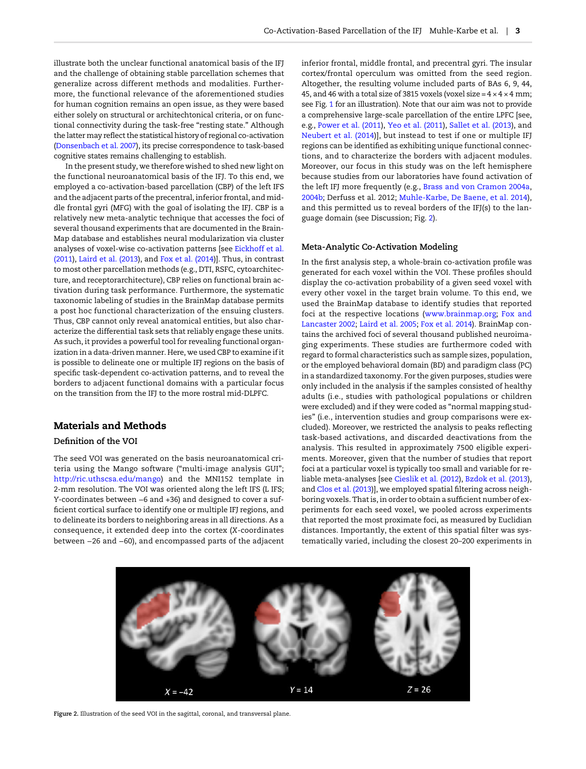illustrate both the unclear functional anatomical basis of the IFJ and the challenge of obtaining stable parcellation schemes that generalize across different methods and modalities. Furthermore, the functional relevance of the aforementioned studies for human cognition remains an open issue, as they were based either solely on structural or architechtonical criteria, or on functional connectivity during the task-free "resting state." Although the latter may reflect the statistical history of regional co-activation (Donsenbach et al. 2007), its precise correspondence to task-based cognitive states remains challenging to establish.

In the present study, we therefore wished to shed new light on the functional neuroanatomical basis of the IFJ. To this end, we employed a co-activation-based parcellation (CBP) of the left IFS and the adjacent parts of the precentral, inferior frontal, and middle frontal gyri (MFG) with the goal of isolating the IFJ. CBP is a relatively new meta-analytic technique that accesses the foci of several thousand experiments that are documented in the BrainMap database and establishes neural modularization via cluster analyses of voxel-wise co-activation patterns [see Eickhoff et al. (2011), Laird et al. (2013), and Fox et al. (2014)]. Thus, in contrast to most other parcellation methods (e.g., DTI, RSFC, cytoarchitecture, and receptorarchitecture), CBP relies on functional brain activation during task performance. Furthermore, the systematic taxonomic labeling of studies in the BrainMap database permits a post hoc functional characterization of the ensuing clusters. Thus, CBP cannot only reveal anatomical entities, but also characterize the differential task sets that reliably engage these units. As such, it provides a powerful tool for revealing functional organization in a data-driven manner. Here, we used CBP to examine if it is possible to delineate one or multiple IFJ regions on the basis of specific task-dependent co-activation patterns, and to reveal the borders to adjacent functional domains with a particular focus on the transition from the IFJ to the more rostral mid-DLPFC.

## Materials and Methods

### Definition of the VOI

The seed VOI was generated on the basis neuroanatomical criteria using the Mango software ("multi-image analysis GUI"; http://ric.uthscsa.edu/mango) and the MNI152 template in 2-mm resolution. The VOI was oriented along the left IFS (L IFS; Y-coordinates between −6 and +36) and designed to cover a sufficient cortical surface to identify one or multiple IFJ regions, and to delineate its borders to neighboring areas in all directions. As a consequence, it extended deep into the cortex (X-coordinates between −26 and −60), and encompassed parts of the adjacent inferior frontal, middle frontal, and precentral gyri. The insular cortex/frontal operculum was omitted from the seed region. Altogether, the resulting volume included parts of BAs 6, 9, 44, 45, and 46 with a total size of 3815 voxels (voxel size = 4 × 4 × 4 mm; see Fig. 1 for an illustration). Note that our aim was not to provide a comprehensive large-scale parcellation of the entire LPFC [see, e.g., Power et al. (2011), Yeo et al. (2011), Sallet et al. (2013), and Neubert et al. (2014)], but instead to test if one or multiple IFJ regions can be identified as exhibiting unique functional connections, and to characterize the borders with adjacent modules. Moreover, our focus in this study was on the left hemisphere because studies from our laboratories have found activation of the left IFJ more frequently (e.g., Brass and von Cramon 2004a, 2004b; Derfuss et al. 2012; Muhle-Karbe, De Baene, et al. 2014), and this permitted us to reveal borders of the IFJ(s) to the language domain (see Discussion; Fig. 2).

### Meta-Analytic Co-Activation Modeling

In the first analysis step, a whole-brain co-activation profile was generated for each voxel within the VOI. These profiles should display the co-activation probability of a given seed voxel with every other voxel in the target brain volume. To this end, we used the BrainMap database to identify studies that reported foci at the respective locations (www.brainmap.org; Fox and Lancaster 2002; Laird et al. 2005; Fox et al. 2014). BrainMap contains the archived foci of several thousand published neuroimaging experiments. These studies are furthermore coded with regard to formal characteristics such as sample sizes, population, or the employed behavioral domain (BD) and paradigm class (PC) in a standardized taxonomy. For the given purposes, studies were only included in the analysis if the samples consisted of healthy adults (i.e., studies with pathological populations or children were excluded) and if they were coded as "normal mapping studies" (i.e., intervention studies and group comparisons were excluded). Moreover, we restricted the analysis to peaks reflecting task-based activations, and discarded deactivations from the analysis. This resulted in approximately 7500 eligible experiments. Moreover, given that the number of studies that report foci at a particular voxel is typically too small and variable for reliable meta-analyses [see Cieslik et al. (2012), Bzdok et al. (2013), and Clos et al. (2013)], we employed spatial filtering across neighboring voxels. That is, in order to obtain a sufficient number of experiments for each seed voxel, we pooled across experiments that reported the most proximate foci, as measured by Euclidian distances. Importantly, the extent of this spatial filter was systematically varied, including the closest 20–200 experiments in

Figure 2. Illustration of the seed VOI in the sagittal, coronal, and transversal plane.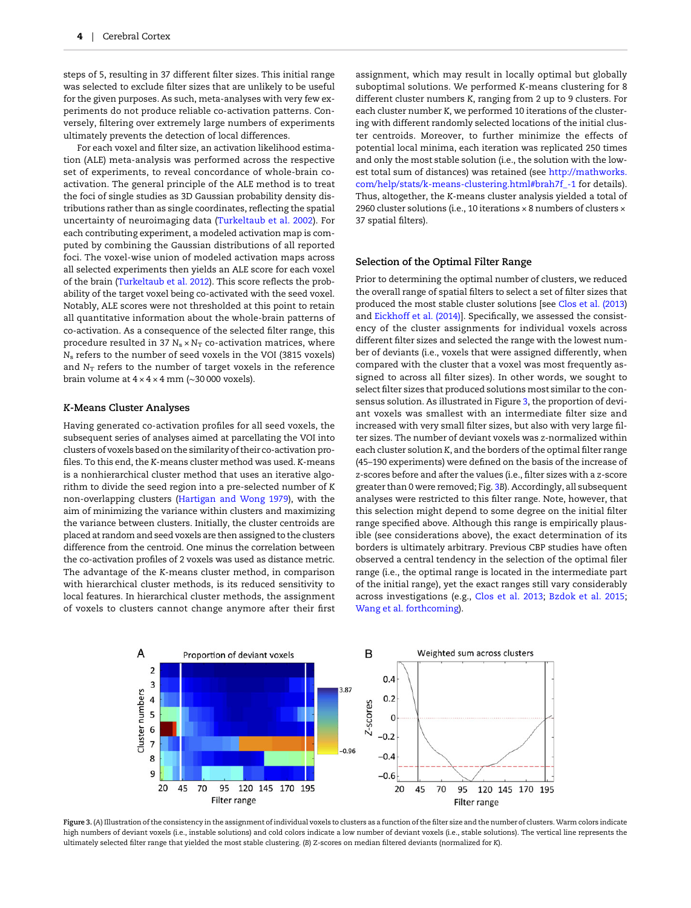steps of 5, resulting in 37 different filter sizes. This initial range was selected to exclude filter sizes that are unlikely to be useful for the given purposes. As such, meta-analyses with very few experiments do not produce reliable co-activation patterns. Conversely, filtering over extremely large numbers of experiments ultimately prevents the detection of local differences.

For each voxel and filter size, an activation likelihood estimation (ALE) meta-analysis was performed across the respective set of experiments, to reveal concordance of whole-brain co-activation. The general principle of the ALE method is to treat the foci of single studies as 3D Gaussian probability density distributions rather than as single coordinates, reflecting the spatial uncertainty of neuroimaging data (Turkeltaub et al. 2002). For each contributing experiment, a modeled activation map is computed by combining the Gaussian distributions of all reported foci. The voxel-wise union of modeled activation maps across all selected experiments then yields an ALE score for each voxel of the brain (Turkeltaub et al. 2012). This score reflects the probability of the target voxel being co-activated with the seed voxel. Notably, ALE scores were not thresholded at this point to retain all quantitative information about the whole-brain patterns of co-activation. As a consequence of the selected filter range, this procedure resulted in 37 $N_s \times N_T$ co-activation matrices, where $N_s$ refers to the number of seed voxels in the VOI (3815 voxels) and $N_T$ refers to the number of target voxels in the reference brain volume at $4 \times 4 \times 4$ mm (~30 000 voxels).

## K-Means Cluster Analyses

Having generated co-activation profiles for all seed voxels, the subsequent series of analyses aimed at parcellating the VOI into clusters of voxels based on the similarity of their co-activation profiles. To this end, the *K*-means cluster method was used. *K*-means is a nonhierarchical cluster method that uses an iterative algorithm to divide the seed region into a pre-selected number of *K* non-overlapping clusters (Hartigan and Wong 1979), with the aim of minimizing the variance within clusters and maximizing the variance between clusters. Initially, the cluster centroids are placed at random and seed voxels are then assigned to the clusters difference from the centroid. One minus the correlation between the co-activation profiles of 2 voxels was used as distance metric. The advantage of the *K*-means cluster method, in comparison with hierarchical cluster methods, is its reduced sensitivity to local features. In hierarchical cluster methods, the assignment of voxels to clusters cannot change anymore after their first assignment, which may result in locally optimal but globally suboptimal solutions. We performed *K*-means clustering for 8 different cluster numbers *K*, ranging from 2 up to 9 clusters. For each cluster number *K*, we performed 10 iterations of the clustering with different randomly selected locations of the initial cluster centroids. Moreover, to further minimize the effects of potential local minima, each iteration was replicated 250 times and only the most stable solution (i.e., the solution with the lowest total sum of distances) was retained (see http://mathworks.com/help/stats/k-means-clustering.html#brah7f_-1 for details). Thus, altogether, the *K*-means cluster analysis yielded a total of 2960 cluster solutions (i.e., 10 iterations × 8 numbers of clusters × 37 spatial filters).

## Selection of the Optimal Filter Range

Prior to determining the optimal number of clusters, we reduced the overall range of spatial filters to select a set of filter sizes that produced the most stable cluster solutions [see Clos et al. (2013) and Eickhoff et al. (2014)]. Specifically, we assessed the consistency of the cluster assignments for individual voxels across different filter sizes and selected the range with the lowest number of deviants (i.e., voxels that were assigned differently, when compared with the cluster that a voxel was most frequently assigned to across all filter sizes). In other words, we sought to select filter sizes that produced solutions most similar to the consensus solution. As illustrated in Figure 3, the proportion of deviant voxels was smallest with an intermediate filter size and increased with very small filter sizes, but also with very large filter sizes. The number of deviant voxels was z-normalized within each cluster solution *K*, and the borders of the optimal filter range (45–190 experiments) were defined on the basis of the increase of z-scores before and after the values (i.e., filter sizes with a z-score greater than 0 were removed; Fig. 3B). Accordingly, all subsequent analyses were restricted to this filter range. Note, however, that this selection might depend to some degree on the initial filter range specified above. Although this range is empirically plausible (see considerations above), the exact determination of its borders is ultimately arbitrary. Previous CBP studies have often observed a central tendency in the selection of the optimal filer range (i.e., the optimal range is located in the intermediate part of the initial range), yet the exact ranges still vary considerably across investigations (e.g., Clos et al. 2013; Bzdok et al. 2015; Wang et al. forthcoming).

**Figure 3.** (A) Illustration of the consistency in the assignment of individual voxels to clusters as a function of the filter size and the number of clusters. Warm colors indicate high numbers of deviant voxels (i.e., instable solutions) and cold colors indicate a low number of deviant voxels (i.e., stable solutions). The vertical line represents the ultimately selected filter range that yielded the most stable clustering. (B) Z-scores on median filtered deviants (normalized for K).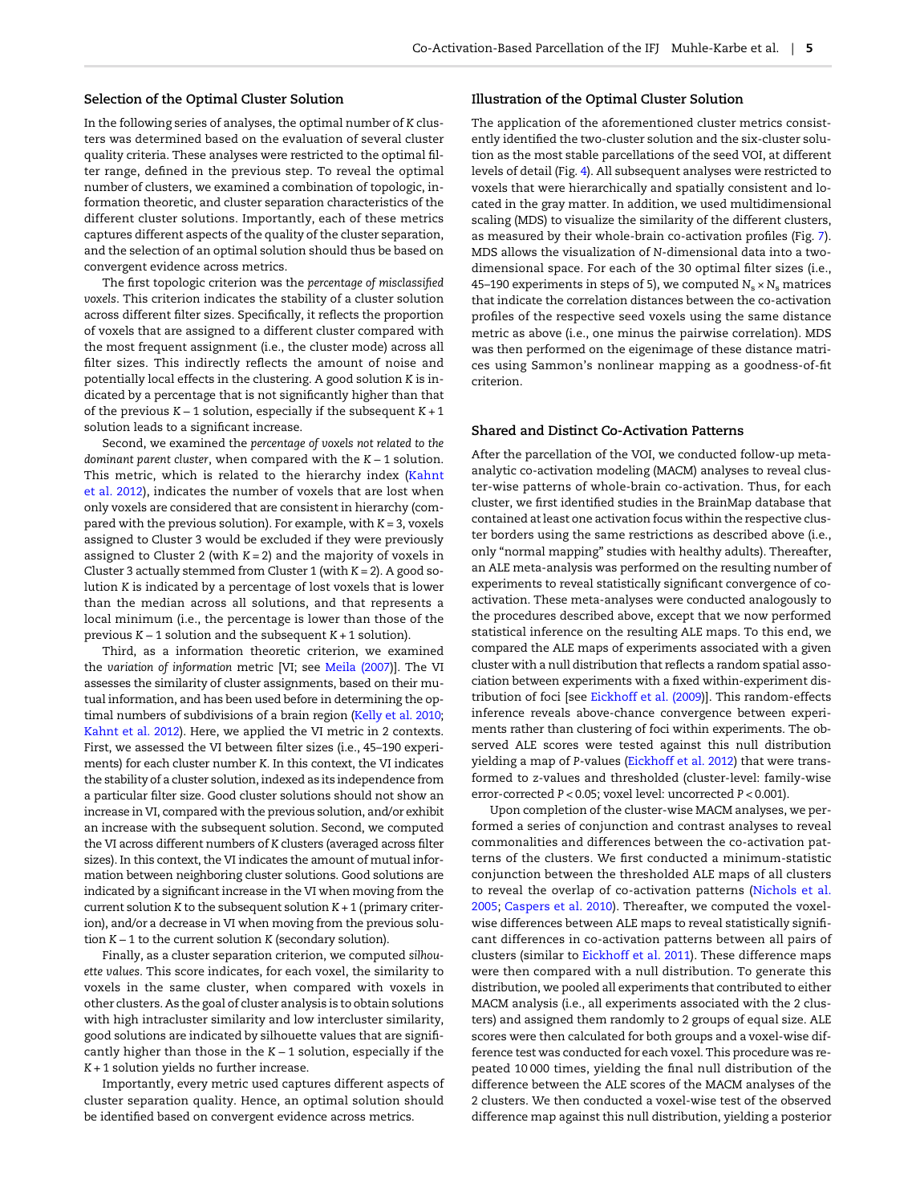### Selection of the Optimal Cluster Solution

In the following series of analyses, the optimal number of $K$ clusters was determined based on the evaluation of several cluster quality criteria. These analyses were restricted to the optimal filter range, defined in the previous step. To reveal the optimal number of clusters, we examined a combination of topologic, information theoretic, and cluster separation characteristics of the different cluster solutions. Importantly, each of these metrics captures different aspects of the quality of the cluster separation, and the selection of an optimal solution should thus be based on convergent evidence across metrics.

The first topologic criterion was the *percentage of misclassified voxels*. This criterion indicates the stability of a cluster solution across different filter sizes. Specifically, it reflects the proportion of voxels that are assigned to a different cluster compared with the most frequent assignment (i.e., the cluster mode) across all filter sizes. This indirectly reflects the amount of noise and potentially local effects in the clustering. A good solution $K$ is indicated by a percentage that is not significantly higher than that of the previous $K-1$ solution, especially if the subsequent $K+1$ solution leads to a significant increase.

Second, we examined the *percentage of voxels not related to the dominant parent cluster*, when compared with the $K-1$ solution. This metric, which is related to the hierarchy index (Kahnt et al. 2012), indicates the number of voxels that are lost when only voxels are considered that are consistent in hierarchy (compared with the previous solution). For example, with $K=3$, voxels assigned to Cluster 3 would be excluded if they were previously assigned to Cluster 2 (with $K=2$) and the majority of voxels in Cluster 3 actually stemmed from Cluster 1 (with $K=2$). A good solution $K$ is indicated by a percentage of lost voxels that is lower than the median across all solutions, and that represents a local minimum (i.e., the percentage is lower than those of the previous $K-1$ solution and the subsequent $K+1$ solution).

Third, as a information theoretic criterion, we examined the *variation of information* metric [VI; see Meila (2007)]. The VI assesses the similarity of cluster assignments, based on their mutual information, and has been used before in determining the optimal numbers of subdivisions of a brain region (Kelly et al. 2010; Kahnt et al. 2012). Here, we applied the VI metric in 2 contexts. First, we assessed the VI between filter sizes (i.e., 45–190 experiments) for each cluster number $K$. In this context, the VI indicates the stability of a cluster solution, indexed as its independence from a particular filter size. Good cluster solutions should not show an increase in VI, compared with the previous solution, and/or exhibit an increase with the subsequent solution. Second, we computed the VI across different numbers of $K$ clusters (averaged across filter sizes). In this context, the VI indicates the amount of mutual information between neighboring cluster solutions. Good solutions are indicated by a significant increase in the VI when moving from the current solution $K$ to the subsequent solution $K+1$ (primary criterion), and/or a decrease in VI when moving from the previous solution $K-1$ to the current solution $K$ (secondary solution).

Finally, as a cluster separation criterion, we computed *silhouette values*. This score indicates, for each voxel, the similarity to voxels in the same cluster, when compared with voxels in other clusters. As the goal of cluster analysis is to obtain solutions with high intracluster similarity and low intercluster similarity, good solutions are indicated by silhouette values that are significantly higher than those in the $K-1$ solution, especially if the $K+1$ solution yields no further increase.

Importantly, every metric used captures different aspects of cluster separation quality. Hence, an optimal solution should be identified based on convergent evidence across metrics.

### Illustration of the Optimal Cluster Solution

The application of the aforementioned cluster metrics consistently identified the two-cluster solution and the six-cluster solution as the most stable parcellations of the seed VOI, at different levels of detail (Fig. 4). All subsequent analyses were restricted to voxels that were hierarchically and spatially consistent and located in the gray matter. In addition, we used multidimensional scaling (MDS) to visualize the similarity of the different clusters, as measured by their whole-brain co-activation profiles (Fig. 7). MDS allows the visualization of $N$-dimensional data into a two-dimensional space. For each of the 30 optimal filter sizes (i.e., 45–190 experiments in steps of 5), we computed $N_s \times N_s$ matrices that indicate the correlation distances between the co-activation profiles of the respective seed voxels using the same distance metric as above (i.e., one minus the pairwise correlation). MDS was then performed on the eigenimage of these distance matrices using Sammon's nonlinear mapping as a goodness-of-fit criterion.

### Shared and Distinct Co-Activation Patterns

After the parcellation of the VOI, we conducted follow-up meta-analytic co-activation modeling (MACM) analyses to reveal cluster-wise patterns of whole-brain co-activation. Thus, for each cluster, we first identified studies in the BrainMap database that contained at least one activation focus within the respective cluster borders using the same restrictions as described above (i.e., only "normal mapping" studies with healthy adults). Thereafter, an ALE meta-analysis was performed on the resulting number of experiments to reveal statistically significant convergence of co-activation. These meta-analyses were conducted analogously to the procedures described above, except that we now performed statistical inference on the resulting ALE maps. To this end, we compared the ALE maps of experiments associated with a given cluster with a null distribution that reflects a random spatial association between experiments with a fixed within-experiment distribution of foci [see Eickhoff et al. (2009)]. This random-effects inference reveals above-chance convergence between experiments rather than clustering of foci within experiments. The observed ALE scores were tested against this null distribution yielding a map of $P$-values (Eickhoff et al. 2012) that were transformed to z-values and thresholded (cluster-level: family-wise error-corrected $P<0.05$; voxel level: uncorrected $P<0.001$).

Upon completion of the cluster-wise MACM analyses, we performed a series of conjunction and contrast analyses to reveal commonalities and differences between the co-activation patterns of the clusters. We first conducted a minimum-statistic conjunction between the thresholded ALE maps of all clusters to reveal the overlap of co-activation patterns (Nichols et al. 2005; Caspers et al. 2010). Thereafter, we computed the voxel-wise differences between ALE maps to reveal statistically significant differences in co-activation patterns between all pairs of clusters (similar to Eickhoff et al. 2011). These difference maps were then compared with a null distribution. To generate this distribution, we pooled all experiments that contributed to either MACM analysis (i.e., all experiments associated with the 2 clusters) and assigned them randomly to 2 groups of equal size. ALE scores were then calculated for both groups and a voxel-wise difference test was conducted for each voxel. This procedure was repeated 10 000 times, yielding the final null distribution of the difference between the ALE scores of the MACM analyses of the 2 clusters. We then conducted a voxel-wise test of the observed difference map against this null distribution, yielding a posterior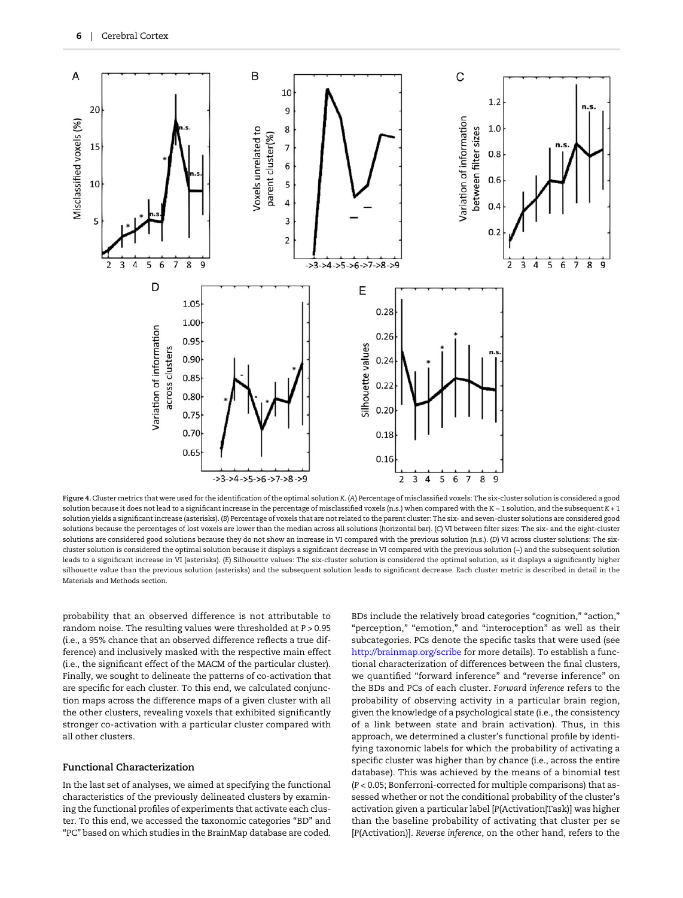**Figure 4.** Cluster metrics that were used for the identification of the optimal solution K. (A) Percentage of misclassified voxels: The six-cluster solution is considered a good solution because it does not lead to a significant increase in the percentage of misclassified voxels (n.s.) when compared with the K − 1 solution, and the subsequent K + 1 solution yields a significant increase (asterisks). (B) Percentage of voxels that are not related to the parent cluster: The six- and seven-cluster solutions are considered good solutions because the percentages of lost voxels are lower than the median across all solutions (horizontal bar). (C) VI between filter sizes: The six- and the eight-cluster solutions are considered good solutions because they do not show an increase in VI compared with the previous solution (n.s.). (D) VI across cluster solutions: The six-cluster solution is considered the optimal solution because it displays a significant decrease in VI compared with the previous solution (–) and the subsequent solution leads to a significant increase in VI (asterisks). (E) Silhouette values: The six-cluster solution is considered the optimal solution, as it displays a significantly higher silhouette value than the previous solution (asterisks) and the subsequent solution leads to significant decrease. Each cluster metric is described in detail in the Materials and Methods section.

probability that an observed difference is not attributable to random noise. The resulting values were thresholded at $P > 0.95$ (i.e., a 95% chance that an observed difference reflects a true difference) and inclusively masked with the respective main effect (i.e., the significant effect of the MACM of the particular cluster). Finally, we sought to delineate the patterns of co-activation that are specific for each cluster. To this end, we calculated conjunction maps across the difference maps of a given cluster with all the other clusters, revealing voxels that exhibited significantly stronger co-activation with a particular cluster compared with all other clusters.

## Functional Characterization

In the last set of analyses, we aimed at specifying the functional characteristics of the previously delineated clusters by examining the functional profiles of experiments that activate each cluster. To this end, we accessed the taxonomic categories "BD" and "PC" based on which studies in the BrainMap database are coded. BDs include the relatively broad categories "cognition," "action," "perception," "emotion," and "interoception" as well as their subcategories. PCs denote the specific tasks that were used (see http://brainmap.org/scribe for more details). To establish a functional characterization of differences between the final clusters, we quantified "forward inference" and "reverse inference" on the BDs and PCs of each cluster. *Forward inference* refers to the probability of observing activity in a particular brain region, given the knowledge of a psychological state (i.e., the consistency of a link between state and brain activation). Thus, in this approach, we determined a cluster's functional profile by identifying taxonomic labels for which the probability of activating a specific cluster was higher than by chance (i.e., across the entire database). This was achieved by the means of a binomial test ($P < 0.05$; Bonferroni-corrected for multiple comparisons) that assessed whether or not the conditional probability of the cluster's activation given a particular label [P(Activation|Task)] was higher than the baseline probability of activating that cluster per se [P(Activation)]. *Reverse inference*, on the other hand, refers to the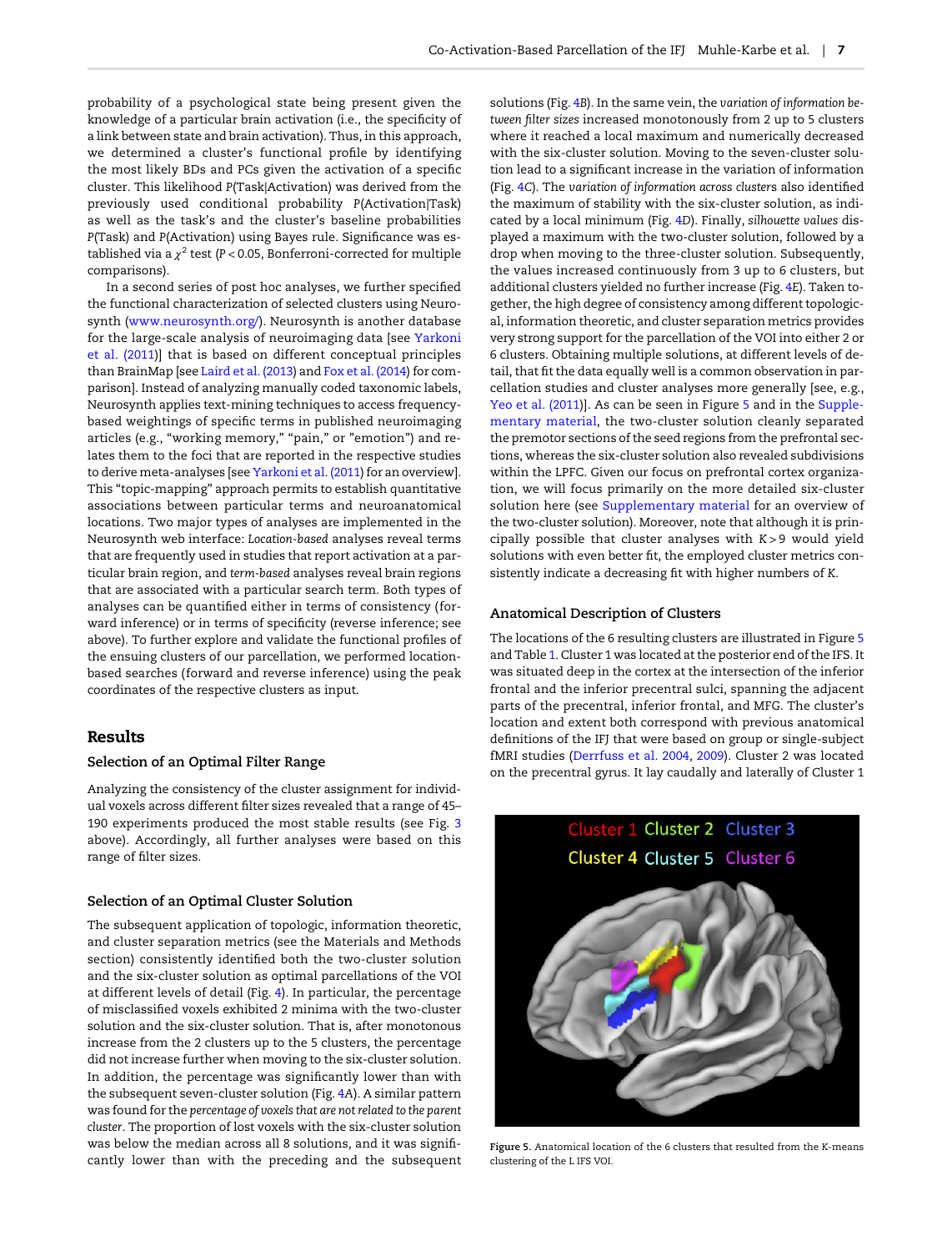probability of a psychological state being present given the knowledge of a particular brain activation (i.e., the specificity of a link between state and brain activation). Thus, in this approach, we determined a cluster's functional profile by identifying the most likely BDs and PCs given the activation of a specific cluster. This likelihood P(Task|Activation) was derived from the previously used conditional probability P(Activation|Task) as well as the task's and the cluster's baseline probabilities P(Task) and P(Activation) using Bayes rule. Significance was established via a $\chi^2$ test ($P < 0.05$, Bonferroni-corrected for multiple comparisons).

In a second series of post hoc analyses, we further specified the functional characterization of selected clusters using Neurosynth (www.neurosynth.org/). Neurosynth is another database for the large-scale analysis of neuroimaging data [see Yarkoni et al. (2011)] that is based on different conceptual principles than BrainMap [see Laird et al. (2013) and Fox et al. (2014) for comparison]. Instead of analyzing manually coded taxonomic labels, Neurosynth applies text-mining techniques to access frequency-based weightings of specific terms in published neuroimaging articles (e.g., "working memory," "pain," or "emotion") and relates them to the foci that are reported in the respective studies to derive meta-analyses [see Yarkoni et al. (2011) for an overview]. This "topic-mapping" approach permits to establish quantitative associations between particular terms and neuroanatomical locations. Two major types of analyses are implemented in the Neurosynth web interface: *Location-based* analyses reveal terms that are frequently used in studies that report activation at a particular brain region, and *term-based* analyses reveal brain regions that are associated with a particular search term. Both types of analyses can be quantified either in terms of consistency (forward inference) or in terms of specificity (reverse inference; see above). To further explore and validate the functional profiles of the ensuing clusters of our parcellation, we performed location-based searches (forward and reverse inference) using the peak coordinates of the respective clusters as input.

## Results

### Selection of an Optimal Filter Range

Analyzing the consistency of the cluster assignment for individual voxels across different filter sizes revealed that a range of 45–190 experiments produced the most stable results (see Fig. 3 above). Accordingly, all further analyses were based on this range of filter sizes.

### Selection of an Optimal Cluster Solution

The subsequent application of topologic, information theoretic, and cluster separation metrics (see the Materials and Methods section) consistently identified both the two-cluster solution and the six-cluster solution as optimal parcellations of the VOI at different levels of detail (Fig. 4). In particular, the percentage of misclassified voxels exhibited 2 minima with the two-cluster solution and the six-cluster solution. That is, after monotonous increase from the 2 clusters up to the 5 clusters, the percentage did not increase further when moving to the six-cluster solution. In addition, the percentage was significantly lower than with the subsequent seven-cluster solution (Fig. 4A). A similar pattern was found for the *percentage of voxels that are not related to the parent cluster*. The proportion of lost voxels with the six-cluster solution was below the median across all 8 solutions, and it was significantly lower than with the preceding and the subsequent solutions (Fig. 4B). In the same vein, the *variation of information between filter sizes* increased monotonously from 2 up to 5 clusters where it reached a local maximum and numerically decreased with the six-cluster solution. Moving to the seven-cluster solution lead to a significant increase in the variation of information (Fig. 4C). The *variation of information across clusters* also identified the maximum of stability with the six-cluster solution, as indicated by a local minimum (Fig. 4D). Finally, *silhouette values* displayed a maximum with the two-cluster solution, followed by a drop when moving to the three-cluster solution. Subsequently, the values increased continuously from 3 up to 6 clusters, but additional clusters yielded no further increase (Fig. 4E). Taken together, the high degree of consistency among different topological, information theoretic, and cluster separation metrics provides very strong support for the parcellation of the VOI into either 2 or 6 clusters. Obtaining multiple solutions, at different levels of detail, that fit the data equally well is a common observation in parcellation studies and cluster analyses more generally [see, e.g., Yeo et al. (2011)]. As can be seen in Figure 5 and in the Supplementary material, the two-cluster solution cleanly separated the premotor sections of the seed regions from the prefrontal sections, whereas the six-cluster solution also revealed subdivisions within the LPFC. Given our focus on prefrontal cortex organization, we will focus primarily on the more detailed six-cluster solution here (see Supplementary material for an overview of the two-cluster solution). Moreover, note that although it is principally possible that cluster analyses with $K > 9$ would yield solutions with even better fit, the employed cluster metrics consistently indicate a decreasing fit with higher numbers of $K$.

### Anatomical Description of Clusters

The locations of the 6 resulting clusters are illustrated in Figure 5 and Table 1. Cluster 1 was located at the posterior end of the IFS. It was situated deep in the cortex at the intersection of the inferior frontal and the inferior precentral sulci, spanning the adjacent parts of the precentral, inferior frontal, and MFG. The cluster's location and extent both correspond with previous anatomical definitions of the IFJ that were based on group or single-subject fMRI studies (Derrfuss et al. 2004, 2009). Cluster 2 was located on the precentral gyrus. It lay caudally and laterally of Cluster 1

Figure 5. Anatomical location of the 6 clusters that resulted from the K-means clustering of the L IFS VOI.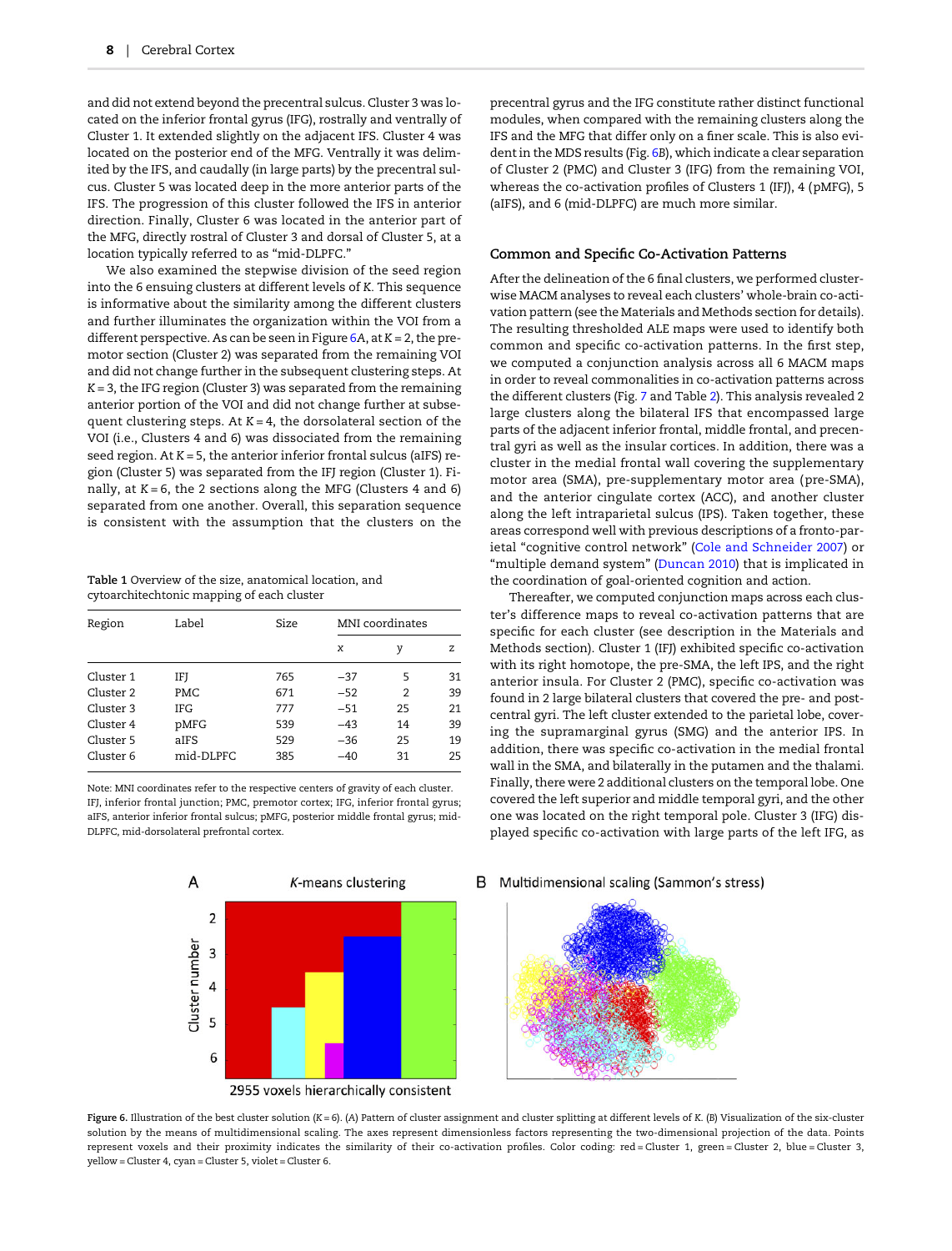and did not extend beyond the precentral sulcus. Cluster 3 was located on the inferior frontal gyrus (IFG), rostrally and ventrally of Cluster 1. It extended slightly on the adjacent IFS. Cluster 4 was located on the posterior end of the MFG. Ventrally it was delimited by the IFS, and caudally (in large parts) by the precentral sulcus. Cluster 5 was located deep in the more anterior parts of the IFS. The progression of this cluster followed the IFS in anterior direction. Finally, Cluster 6 was located in the anterior part of the MFG, directly rostral of Cluster 5 and dorsal of Cluster 3, at a location typically referred to as "mid-DLPFC."

We also examined the stepwise division of the seed region into the 6 ensuing clusters at different levels of *K*. This sequence is informative about the similarity among the different clusters and further illuminates the organization within the VOI from a different perspective. As can be seen in Figure 6A, at $K = 2$, the premotor section (Cluster 2) was separated from the remaining VOI and did not change further in the subsequent clustering steps. At $K = 3$, the IFG region (Cluster 3) was separated from the remaining anterior portion of the VOI and did not change further at subsequent clustering steps. At $K = 4$, the dorsolateral section of the VOI (i.e., Clusters 4 and 6) was dissociated from the remaining seed region. At $K = 5$, the anterior inferior frontal sulcus (aIFS) region (Cluster 5) was separated from the IFJ region (Cluster 1). Finally, at $K = 6$, the 2 sections along the MFG (Clusters 4 and 6) separated from one another. Overall, this separation sequence is consistent with the assumption that the clusters on the precentral gyrus and the IFG constitute rather distinct functional modules, when compared with the remaining clusters along the IFS and the MFG that differ only on a finer scale. This is also evident in the MDS results (Fig. 6B), which indicate a clear separation of Cluster 2 (PMC) and Cluster 3 (IFG) from the remaining VOI, whereas the co-activation profiles of Clusters 1 (IFJ), 4 (pMFG), 5 (aIFS), and 6 (mid-DLPFC) are much more similar.

Table 1 Overview of the size, anatomical location, and cytoarchitechtonic mapping of each cluster

| Region | Label | Size | MNI coordinates | | |
|---|---|---|---|---|---|
| | | | x | y | z |
| Cluster 1 | IFJ | 765 | −37 | 5 | 31 |
| Cluster 2 | PMC | 671 | −52 | 2 | 39 |
| Cluster 3 | IFG | 777 | −51 | 25 | 21 |
| Cluster 4 | pMFG | 539 | −43 | 14 | 39 |
| Cluster 5 | aIFS | 529 | −36 | 25 | 19 |
| Cluster 6 | mid-DLPFC | 385 | −40 | 31 | 25 |

Note: MNI coordinates refer to the respective centers of gravity of each cluster. IFJ, inferior frontal junction; PMC, premotor cortex; IFG, inferior frontal gyrus; aIFS, anterior inferior frontal sulcus; pMFG, posterior middle frontal gyrus; mid-DLPFC, mid-dorsolateral prefrontal cortex.

## Common and Specific Co-Activation Patterns

After the delineation of the 6 final clusters, we performed cluster-wise MACM analyses to reveal each clusters' whole-brain co-activation pattern (see the Materials and Methods section for details). The resulting thresholded ALE maps were used to identify both common and specific co-activation patterns. In the first step, we computed a conjunction analysis across all 6 MACM maps in order to reveal commonalities in co-activation patterns across the different clusters (Fig. 7 and Table 2). This analysis revealed 2 large clusters along the bilateral IFS that encompassed large parts of the adjacent inferior frontal, middle frontal, and precentral gyri as well as the insular cortices. In addition, there was a cluster in the medial frontal wall covering the supplementary motor area (SMA), pre-supplementary motor area (pre-SMA), and the anterior cingulate cortex (ACC), and another cluster along the left intraparietal sulcus (IPS). Taken together, these areas correspond well with previous descriptions of a fronto-parietal "cognitive control network" (Cole and Schneider 2007) or "multiple demand system" (Duncan 2010) that is implicated in the coordination of goal-oriented cognition and action.

Thereafter, we computed conjunction maps across each cluster's difference maps to reveal co-activation patterns that are specific for each cluster (see description in the Materials and Methods section). Cluster 1 (IFJ) exhibited specific co-activation with its right homotope, the pre-SMA, the left IPS, and the right anterior insula. For Cluster 2 (PMC), specific co-activation was found in 2 large bilateral clusters that covered the pre- and post-central gyri. The left cluster extended to the parietal lobe, covering the supramarginal gyrus (SMG) and the anterior IPS. In addition, there was specific co-activation in the medial frontal wall in the SMA, and bilaterally in the putamen and the thalami. Finally, there were 2 additional clusters on the temporal lobe. One covered the left superior and middle temporal gyri, and the other one was located on the right temporal pole. Cluster 3 (IFG) displayed specific co-activation with large parts of the left IFG, as

Figure 6. Illustration of the best cluster solution ($K = 6$). (A) Pattern of cluster assignment and cluster splitting at different levels of *K*. (B) Visualization of the six-cluster solution by the means of multidimensional scaling. The axes represent dimensionless factors representing the two-dimensional projection of the data. Points represent voxels and their proximity indicates the similarity of their co-activation profiles. Color coding: red = Cluster 1, green = Cluster 2, blue = Cluster 3, yellow = Cluster 4, cyan = Cluster 5, violet = Cluster 6.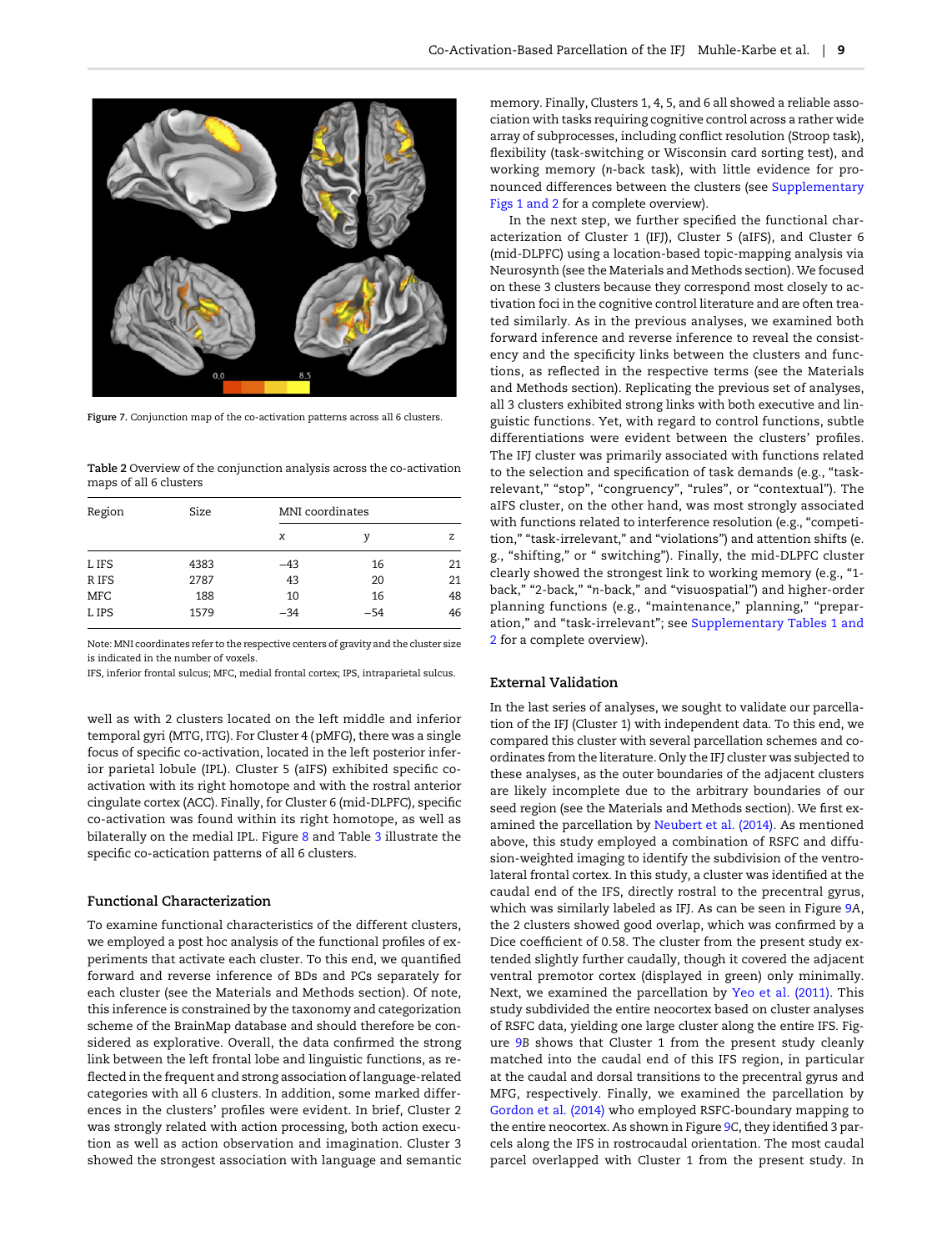Figure 7. Conjunction map of the co-activation patterns across all 6 clusters.

Table 2 Overview of the conjunction analysis across the co-activation maps of all 6 clusters

| Region | Size | MNI coordinates | | |
|---|---|---|---|---|
| | | x | y | z |
| L IFS | 4383 | −43 | 16 | 21 |
| R IFS | 2787 | 43 | 20 | 21 |
| MFC | 188 | 10 | 16 | 48 |
| L IPS | 1579 | −34 | −54 | 46 |

Note: MNI coordinates refer to the respective centers of gravity and the cluster size is indicated in the number of voxels.

IFS, inferior frontal sulcus; MFC, medial frontal cortex; IPS, intraparietal sulcus.

well as with 2 clusters located on the left middle and inferior temporal gyri (MTG, ITG). For Cluster 4 (pMFG), there was a single focus of specific co-activation, located in the left posterior inferior parietal lobule (IPL). Cluster 5 (aIFS) exhibited specific co-activation with its right homotope and with the rostral anterior cingulate cortex (ACC). Finally, for Cluster 6 (mid-DLPFC), specific co-activation was found within its right homotope, as well as bilaterally on the medial IPL. Figure 8 and Table 3 illustrate the specific co-actication patterns of all 6 clusters.

## Functional Characterization

To examine functional characteristics of the different clusters, we employed a post hoc analysis of the functional profiles of experiments that activate each cluster. To this end, we quantified forward and reverse inference of BDs and PCs separately for each cluster (see the Materials and Methods section). Of note, this inference is constrained by the taxonomy and categorization scheme of the BrainMap database and should therefore be considered as explorative. Overall, the data confirmed the strong link between the left frontal lobe and linguistic functions, as reflected in the frequent and strong association of language-related categories with all 6 clusters. In addition, some marked differences in the clusters' profiles were evident. In brief, Cluster 2 was strongly related with action processing, both action execution as well as action observation and imagination. Cluster 3 showed the strongest association with language and semantic memory. Finally, Clusters 1, 4, 5, and 6 all showed a reliable association with tasks requiring cognitive control across a rather wide array of subprocesses, including conflict resolution (Stroop task), flexibility (task-switching or Wisconsin card sorting test), and working memory (*n*-back task), with little evidence for pronounced differences between the clusters (see Supplementary Figs 1 and 2 for a complete overview).

In the next step, we further specified the functional characterization of Cluster 1 (IFJ), Cluster 5 (aIFS), and Cluster 6 (mid-DLPFC) using a location-based topic-mapping analysis via Neurosynth (see the Materials and Methods section). We focused on these 3 clusters because they correspond most closely to activation foci in the cognitive control literature and are often treated similarly. As in the previous analyses, we examined both forward inference and reverse inference to reveal the consistency and the specificity links between the clusters and functions, as reflected in the respective terms (see the Materials and Methods section). Replicating the previous set of analyses, all 3 clusters exhibited strong links with both executive and linguistic functions. Yet, with regard to control functions, subtle differentiations were evident between the clusters' profiles. The IFJ cluster was primarily associated with functions related to the selection and specification of task demands (e.g., "task-relevant," "stop", "congruency", "rules", or "contextual"). The aIFS cluster, on the other hand, was most strongly associated with functions related to interference resolution (e.g., "competition," "task-irrelevant," and "violations") and attention shifts (e.g., "shifting," or " switching"). Finally, the mid-DLPFC cluster clearly showed the strongest link to working memory (e.g., "1-back," "2-back," "*n*-back," and "visuospatial") and higher-order planning functions (e.g., "maintenance," planning," "preparation," and "task-irrelevant"; see Supplementary Tables 1 and 2 for a complete overview).

## External Validation

In the last series of analyses, we sought to validate our parcellation of the IFJ (Cluster 1) with independent data. To this end, we compared this cluster with several parcellation schemes and coordinates from the literature. Only the IFJ cluster was subjected to these analyses, as the outer boundaries of the adjacent clusters are likely incomplete due to the arbitrary boundaries of our seed region (see the Materials and Methods section). We first examined the parcellation by Neubert et al. (2014). As mentioned above, this study employed a combination of RSFC and diffusion-weighted imaging to identify the subdivision of the ventrolateral frontal cortex. In this study, a cluster was identified at the caudal end of the IFS, directly rostral to the precentral gyrus, which was similarly labeled as IFJ. As can be seen in Figure 9*A*, the 2 clusters showed good overlap, which was confirmed by a Dice coefficient of 0.58. The cluster from the present study extended slightly further caudally, though it covered the adjacent ventral premotor cortex (displayed in green) only minimally. Next, we examined the parcellation by Yeo et al. (2011). This study subdivided the entire neocortex based on cluster analyses of RSFC data, yielding one large cluster along the entire IFS. Figure 9*B* shows that Cluster 1 from the present study cleanly matched into the caudal end of this IFS region, in particular at the caudal and dorsal transitions to the precentral gyrus and MFG, respectively. Finally, we examined the parcellation by Gordon et al. (2014) who employed RSFC-boundary mapping to the entire neocortex. As shown in Figure 9*C*, they identified 3 parcels along the IFS in rostrocaudal orientation. The most caudal parcel overlapped with Cluster 1 from the present study. In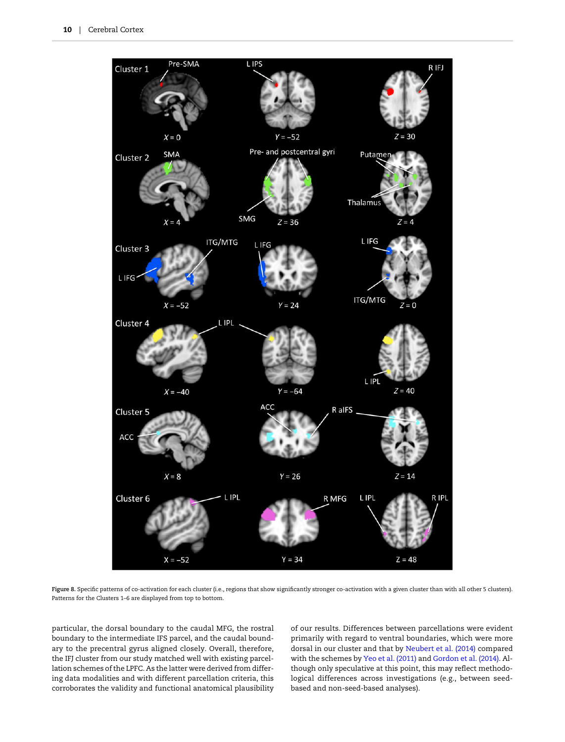**Figure 8.** Specific patterns of co-activation for each cluster (i.e., regions that show significantly stronger co-activation with a given cluster than with all other 5 clusters). Patterns for the Clusters 1–6 are displayed from top to bottom.

particular, the dorsal boundary to the caudal MFG, the rostral boundary to the intermediate IFS parcel, and the caudal boundary to the precentral gyrus aligned closely. Overall, therefore, the IFJ cluster from our study matched well with existing parcellation schemes of the LPFC. As the latter were derived from differing data modalities and with different parcellation criteria, this corroborates the validity and functional anatomical plausibility of our results. Differences between parcellations were evident primarily with regard to ventral boundaries, which were more dorsal in our cluster and that by Neubert et al. (2014) compared with the schemes by Yeo et al. (2011) and Gordon et al. (2014). Although only speculative at this point, this may reflect methodological differences across investigations (e.g., between seed-based and non-seed-based analyses).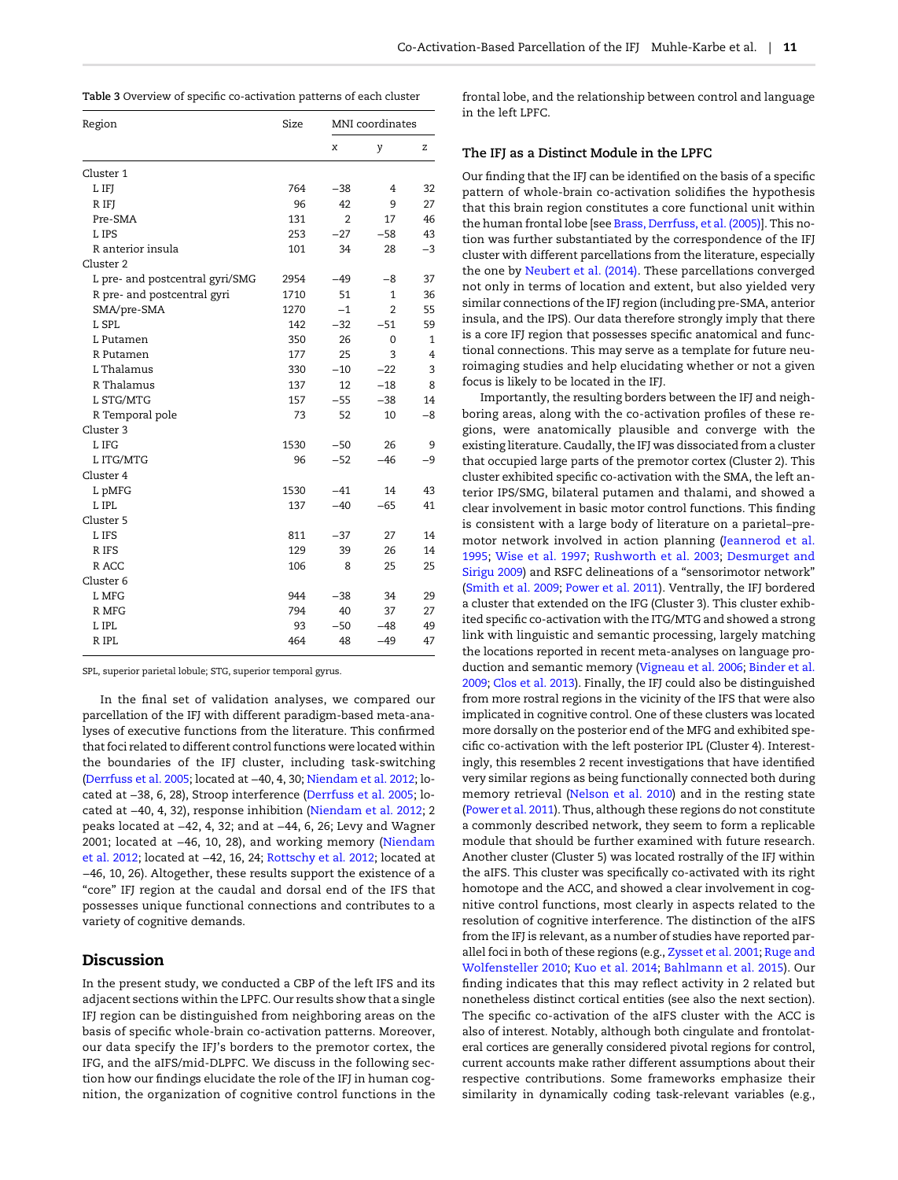Table 3 Overview of specific co-activation patterns of each cluster

| Region | Size | MNI coordinates | | |
|---|---|---|---|---|
| | | x | y | z |
| Cluster 1 | | | | |
| L IFJ | 764 | −38 | 4 | 32 |
| R IFJ | 96 | 42 | 9 | 27 |
| Pre-SMA | 131 | 2 | 17 | 46 |
| L IPS | 253 | −27 | −58 | 43 |
| R anterior insula | 101 | 34 | 28 | −3 |
| Cluster 2 | | | | |
| L pre- and postcentral gyri/SMG | 2954 | −49 | −8 | 37 |
| R pre- and postcentral gyri | 1710 | 51 | 1 | 36 |
| SMA/pre-SMA | 1270 | −1 | 2 | 55 |
| L SPL | 142 | −32 | −51 | 59 |
| L Putamen | 350 | 26 | 0 | 1 |
| R Putamen | 177 | 25 | 3 | 4 |
| L Thalamus | 330 | −10 | −22 | 3 |
| R Thalamus | 137 | 12 | −18 | 8 |
| L STG/MTG | 157 | −55 | −38 | 14 |
| R Temporal pole | 73 | 52 | 10 | −8 |
| Cluster 3 | | | | |
| L IFG | 1530 | −50 | 26 | 9 |
| L ITG/MTG | 96 | −52 | −46 | −9 |
| Cluster 4 | | | | |
| L pMFG | 1530 | −41 | 14 | 43 |
| L IPL | 137 | −40 | −65 | 41 |
| Cluster 5 | | | | |
| L IFS | 811 | −37 | 27 | 14 |
| R IFS | 129 | 39 | 26 | 14 |
| R ACC | 106 | 8 | 25 | 25 |
| Cluster 6 | | | | |
| L MFG | 944 | −38 | 34 | 29 |
| R MFG | 794 | 40 | 37 | 27 |
| L IPL | 93 | −50 | −48 | 49 |
| R IPL | 464 | 48 | −49 | 47 |

SPL, superior parietal lobule; STG, superior temporal gyrus.

In the final set of validation analyses, we compared our parcellation of the IFJ with different paradigm-based meta-analyses of executive functions from the literature. This confirmed that foci related to different control functions were located within the boundaries of the IFJ cluster, including task-switching (Derrfuss et al. 2005; located at −40, 4, 30; Niendam et al. 2012; located at −38, 6, 28), Stroop interference (Derrfuss et al. 2005; located at −40, 4, 32), response inhibition (Niendam et al. 2012; 2 peaks located at −42, 4, 32; and at −44, 6, 26; Levy and Wagner 2001; located at −46, 10, 28), and working memory (Niendam et al. 2012; located at −42, 16, 24; Rottschy et al. 2012; located at −46, 10, 26). Altogether, these results support the existence of a "core" IFJ region at the caudal and dorsal end of the IFS that possesses unique functional connections and contributes to a variety of cognitive demands.

## Discussion

In the present study, we conducted a CBP of the left IFS and its adjacent sections within the LPFC. Our results show that a single IFJ region can be distinguished from neighboring areas on the basis of specific whole-brain co-activation patterns. Moreover, our data specify the IFJ's borders to the premotor cortex, the IFG, and the aIFS/mid-DLPFC. We discuss in the following section how our findings elucidate the role of the IFJ in human cognition, the organization of cognitive control functions in the frontal lobe, and the relationship between control and language in the left LPFC.

### The IFJ as a Distinct Module in the LPFC

Our finding that the IFJ can be identified on the basis of a specific pattern of whole-brain co-activation solidifies the hypothesis that this brain region constitutes a core functional unit within the human frontal lobe [see Brass, Derrfuss, et al. (2005)]. This notion was further substantiated by the correspondence of the IFJ cluster with different parcellations from the literature, especially the one by Neubert et al. (2014). These parcellations converged not only in terms of location and extent, but also yielded very similar connections of the IFJ region (including pre-SMA, anterior insula, and the IPS). Our data therefore strongly imply that there is a core IFJ region that possesses specific anatomical and functional connections. This may serve as a template for future neuroimaging studies and help elucidating whether or not a given focus is likely to be located in the IFJ.

Importantly, the resulting borders between the IFJ and neighboring areas, along with the co-activation profiles of these regions, were anatomically plausible and converge with the existing literature. Caudally, the IFJ was dissociated from a cluster that occupied large parts of the premotor cortex (Cluster 2). This cluster exhibited specific co-activation with the SMA, the left anterior IPS/SMG, bilateral putamen and thalami, and showed a clear involvement in basic motor control functions. This finding is consistent with a large body of literature on a parietal–premotor network involved in action planning (Jeannerod et al. 1995; Wise et al. 1997; Rushworth et al. 2003; Desmurget and Sirigu 2009) and RSFC delineations of a "sensorimotor network" (Smith et al. 2009; Power et al. 2011). Ventrally, the IFJ bordered a cluster that extended on the IFG (Cluster 3). This cluster exhibited specific co-activation with the ITG/MTG and showed a strong link with linguistic and semantic processing, largely matching the locations reported in recent meta-analyses on language production and semantic memory (Vigneau et al. 2006; Binder et al. 2009; Clos et al. 2013). Finally, the IFJ could also be distinguished from more rostral regions in the vicinity of the IFS that were also implicated in cognitive control. One of these clusters was located more dorsally on the posterior end of the MFG and exhibited specific co-activation with the left posterior IPL (Cluster 4). Interestingly, this resembles 2 recent investigations that have identified very similar regions as being functionally connected both during memory retrieval (Nelson et al. 2010) and in the resting state (Power et al. 2011). Thus, although these regions do not constitute a commonly described network, they seem to form a replicable module that should be further examined with future research. Another cluster (Cluster 5) was located rostrally of the IFJ within the aIFS. This cluster was specifically co-activated with its right homotope and the ACC, and showed a clear involvement in cognitive control functions, most clearly in aspects related to the resolution of cognitive interference. The distinction of the aIFS from the IFJ is relevant, as a number of studies have reported parallel foci in both of these regions (e.g., Zysset et al. 2001; Ruge and Wolfensteller 2010; Kuo et al. 2014; Bahlmann et al. 2015). Our finding indicates that this may reflect activity in 2 related but nonetheless distinct cortical entities (see also the next section). The specific co-activation of the aIFS cluster with the ACC is also of interest. Notably, although both cingulate and frontolateral cortices are generally considered pivotal regions for control, current accounts make rather different assumptions about their respective contributions. Some frameworks emphasize their similarity in dynamically coding task-relevant variables (e.g.,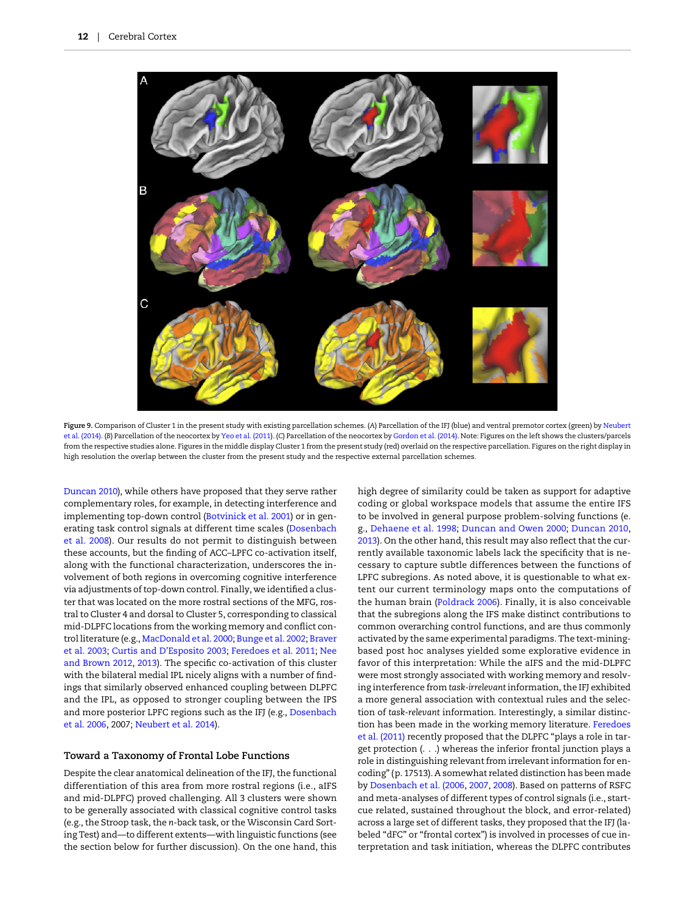Figure 9. Comparison of Cluster 1 in the present study with existing parcellation schemes. (A) Parcellation of the IFJ (blue) and ventral premotor cortex (green) by Neubert et al. (2014). (B) Parcellation of the neocortex by Yeo et al. (2011). (C) Parcellation of the neocortex by Gordon et al. (2014). Note: Figures on the left shows the clusters/parcels from the respective studies alone. Figures in the middle display Cluster 1 from the present study (red) overlaid on the respective parcellation. Figures on the right display in high resolution the overlap between the cluster from the present study and the respective external parcellation schemes.

Duncan 2010), while others have proposed that they serve rather complementary roles, for example, in detecting interference and implementing top-down control (Botvinick et al. 2001) or in generating task control signals at different time scales (Dosenbach et al. 2008). Our results do not permit to distinguish between these accounts, but the finding of ACC–LPFC co-activation itself, along with the functional characterization, underscores the involvement of both regions in overcoming cognitive interference via adjustments of top-down control. Finally, we identified a cluster that was located on the more rostral sections of the MFG, rostral to Cluster 4 and dorsal to Cluster 5, corresponding to classical mid-DLPFC locations from the working memory and conflict control literature (e.g., MacDonald et al. 2000; Bunge et al. 2002; Braver et al. 2003; Curtis and D'Esposito 2003; Feredoes et al. 2011; Nee and Brown 2012, 2013). The specific co-activation of this cluster with the bilateral medial IPL nicely aligns with a number of findings that similarly observed enhanced coupling between DLPFC and the IPL, as opposed to stronger coupling between the IPS and more posterior LPFC regions such as the IFJ (e.g., Dosenbach et al. 2006, 2007; Neubert et al. 2014).

## Toward a Taxonomy of Frontal Lobe Functions

Despite the clear anatomical delineation of the IFJ, the functional differentiation of this area from more rostral regions (i.e., aIFS and mid-DLPFC) proved challenging. All 3 clusters were shown to be generally associated with classical cognitive control tasks (e.g., the Stroop task, the *n*-back task, or the Wisconsin Card Sorting Test) and—to different extents—with linguistic functions (see the section below for further discussion). On the one hand, this high degree of similarity could be taken as support for adaptive coding or global workspace models that assume the entire IFS to be involved in general purpose problem-solving functions (e.g., Dehaene et al. 1998; Duncan and Owen 2000; Duncan 2010, 2013). On the other hand, this result may also reflect that the currently available taxonomic labels lack the specificity that is necessary to capture subtle differences between the functions of LPFC subregions. As noted above, it is questionable to what extent our current terminology maps onto the computations of the human brain (Poldrack 2006). Finally, it is also conceivable that the subregions along the IFS make distinct contributions to common overarching control functions, and are thus commonly activated by the same experimental paradigms. The text-mining-based post hoc analyses yielded some explorative evidence in favor of this interpretation: While the aIFS and the mid-DLPFC were most strongly associated with working memory and resolving interference from *task-irrelevant* information, the IFJ exhibited a more general association with contextual rules and the selection of *task-relevant* information. Interestingly, a similar distinction has been made in the working memory literature. Feredoes et al. (2011) recently proposed that the DLPFC "plays a role in target protection (. . .) whereas the inferior frontal junction plays a role in distinguishing relevant from irrelevant information for encoding" (p. 17513). A somewhat related distinction has been made by Dosenbach et al. (2006, 2007, 2008). Based on patterns of RSFC and meta-analyses of different types of control signals (i.e., start-cue related, sustained throughout the block, and error-related) across a large set of different tasks, they proposed that the IFJ (labeled "dFC" or "frontal cortex") is involved in processes of cue interpretation and task initiation, whereas the DLPFC contributes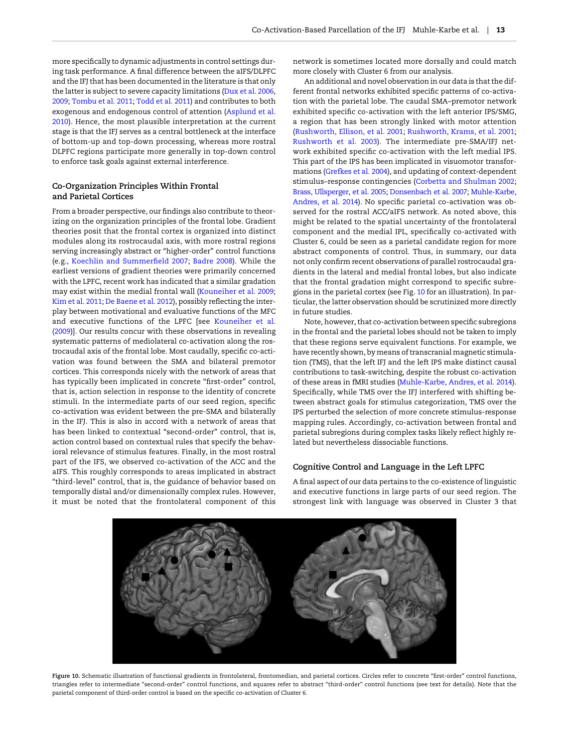more specifically to dynamic adjustments in control settings during task performance. A final difference between the aIFS/DLPFC and the IFJ that has been documented in the literature is that only the latter is subject to severe capacity limitations (Dux et al. 2006, 2009; Tombu et al. 2011; Todd et al. 2011) and contributes to both exogenous and endogenous control of attention (Asplund et al. 2010). Hence, the most plausible interpretation at the current stage is that the IFJ serves as a central bottleneck at the interface of bottom-up and top-down processing, whereas more rostral DLPFC regions participate more generally in top-down control to enforce task goals against external interference.

### Co-Organization Principles Within Frontal and Parietal Cortices

From a broader perspective, our findings also contribute to theorizing on the organization principles of the frontal lobe. Gradient theories posit that the frontal cortex is organized into distinct modules along its rostrocaudal axis, with more rostral regions serving increasingly abstract or "higher-order" control functions (e.g., Koechlin and Summerfield 2007; Badre 2008). While the earliest versions of gradient theories were primarily concerned with the LPFC, recent work has indicated that a similar gradation may exist within the medial frontal wall (Kouneiher et al. 2009; Kim et al. 2011; De Baene et al. 2012), possibly reflecting the interplay between motivational and evaluative functions of the MFC and executive functions of the LPFC [see Kouneiher et al. (2009)]. Our results concur with these observations in revealing systematic patterns of mediolateral co-activation along the rostrocaudal axis of the frontal lobe. Most caudally, specific co-activation was found between the SMA and bilateral premotor cortices. This corresponds nicely with the network of areas that has typically been implicated in concrete "first-order" control, that is, action selection in response to the identity of concrete stimuli. In the intermediate parts of our seed region, specific co-activation was evident between the pre-SMA and bilaterally in the IFJ. This is also in accord with a network of areas that has been linked to contextual "second-order" control, that is, action control based on contextual rules that specify the behavioral relevance of stimulus features. Finally, in the most rostral part of the IFS, we observed co-activation of the ACC and the aIFS. This roughly corresponds to areas implicated in abstract "third-level" control, that is, the guidance of behavior based on temporally distal and/or dimensionally complex rules. However, it must be noted that the frontolateral component of this network is sometimes located more dorsally and could match more closely with Cluster 6 from our analysis.

An additional and novel observation in our data is that the different frontal networks exhibited specific patterns of co-activation with the parietal lobe. The caudal SMA–premotor network exhibited specific co-activation with the left anterior IPS/SMG, a region that has been strongly linked with motor attention (Rushworth, Ellison, et al. 2001; Rushworth, Krams, et al. 2001; Rushworth et al. 2003). The intermediate pre-SMA/IFJ network exhibited specific co-activation with the left medial IPS. This part of the IPS has been implicated in visuomotor transformations (Grefkes et al. 2004), and updating of context-dependent stimulus–response contingencies (Corbetta and Shulman 2002; Brass, Ullsperger, et al. 2005; Donsenbach et al. 2007; Muhle-Karbe, Andres, et al. 2014). No specific parietal co-activation was observed for the rostral ACC/aIFS network. As noted above, this might be related to the spatial uncertainty of the frontolateral component and the medial IPL, specifically co-activated with Cluster 6, could be seen as a parietal candidate region for more abstract components of control. Thus, in summary, our data not only confirm recent observations of parallel rostrocaudal gradients in the lateral and medial frontal lobes, but also indicate that the frontal gradation might correspond to specific subregions in the parietal cortex (see Fig. 10 for an illustration). In particular, the latter observation should be scrutinized more directly in future studies.

Note, however, that co-activation between specific subregions in the frontal and the parietal lobes should not be taken to imply that these regions serve equivalent functions. For example, we have recently shown, by means of transcranial magnetic stimulation (TMS), that the left IFJ and the left IPS make distinct causal contributions to task-switching, despite the robust co-activation of these areas in fMRI studies (Muhle-Karbe, Andres, et al. 2014). Specifically, while TMS over the IFJ interfered with shifting between abstract goals for stimulus categorization, TMS over the IPS perturbed the selection of more concrete stimulus-response mapping rules. Accordingly, co-activation between frontal and parietal subregions during complex tasks likely reflect highly related but nevertheless dissociable functions.

### Cognitive Control and Language in the Left LPFC

A final aspect of our data pertains to the co-existence of linguistic and executive functions in large parts of our seed region. The strongest link with language was observed in Cluster 3 that

Figure 10. Schematic illustration of functional gradients in frontolateral, frontomedian, and parietal cortices. Circles refer to concrete "first-order" control functions, triangles refer to intermediate "second-order" control functions, and squares refer to abstract "third-order" control functions (see text for details). Note that the parietal component of third-order control is based on the specific co-activation of Cluster 6.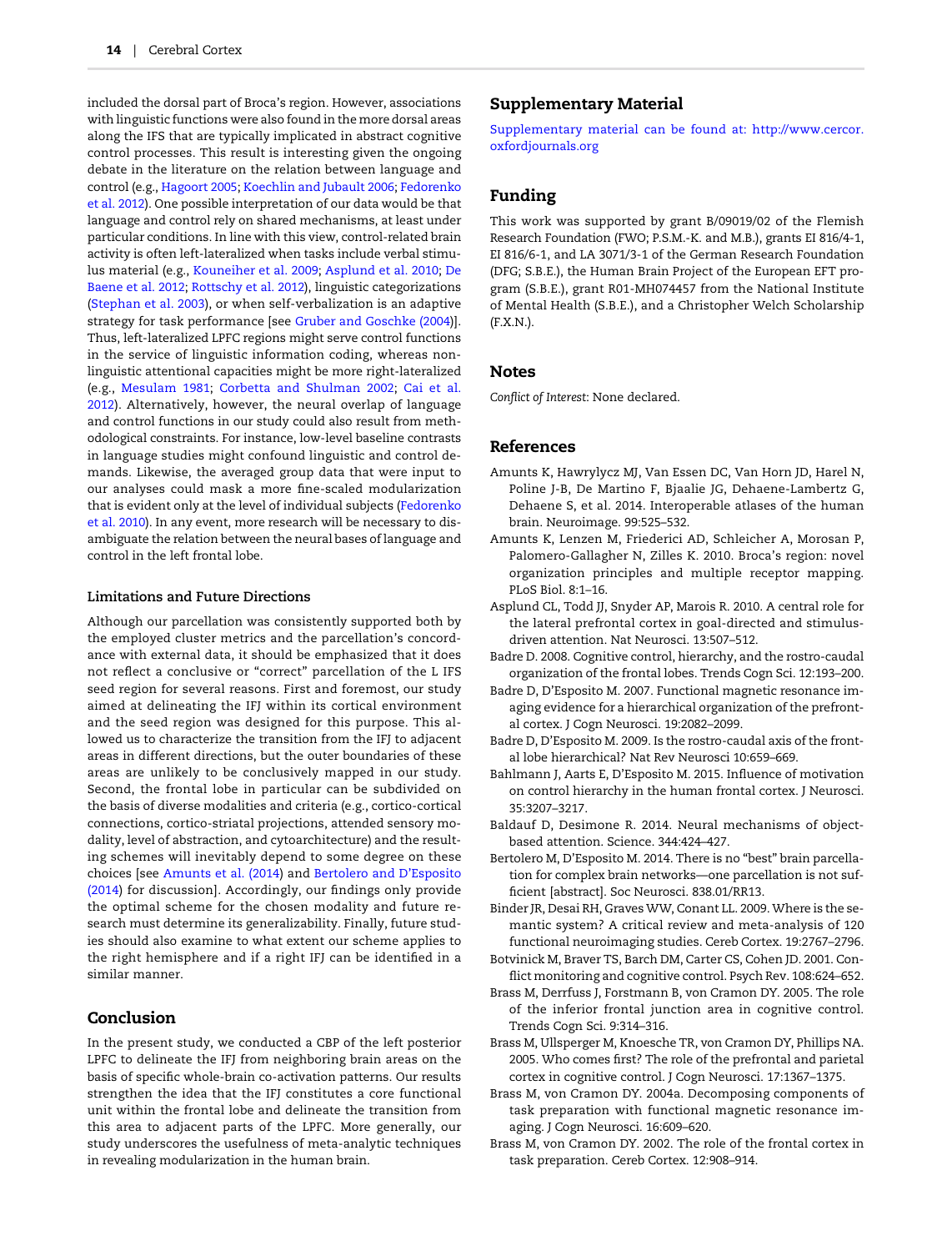included the dorsal part of Broca's region. However, associations with linguistic functions were also found in the more dorsal areas along the IFS that are typically implicated in abstract cognitive control processes. This result is interesting given the ongoing debate in the literature on the relation between language and control (e.g., Hagoort 2005; Koechlin and Jubault 2006; Fedorenko et al. 2012). One possible interpretation of our data would be that language and control rely on shared mechanisms, at least under particular conditions. In line with this view, control-related brain activity is often left-lateralized when tasks include verbal stimulus material (e.g., Kouneiher et al. 2009; Asplund et al. 2010; De Baene et al. 2012; Rottschy et al. 2012), linguistic categorizations (Stephan et al. 2003), or when self-verbalization is an adaptive strategy for task performance [see Gruber and Goschke (2004)]. Thus, left-lateralized LPFC regions might serve control functions in the service of linguistic information coding, whereas non-linguistic attentional capacities might be more right-lateralized (e.g., Mesulam 1981; Corbetta and Shulman 2002; Cai et al. 2012). Alternatively, however, the neural overlap of language and control functions in our study could also result from methodological constraints. For instance, low-level baseline contrasts in language studies might confound linguistic and control demands. Likewise, the averaged group data that were input to our analyses could mask a more fine-scaled modularization that is evident only at the level of individual subjects (Fedorenko et al. 2010). In any event, more research will be necessary to disambiguate the relation between the neural bases of language and control in the left frontal lobe.

### Limitations and Future Directions

Although our parcellation was consistently supported both by the employed cluster metrics and the parcellation's concordance with external data, it should be emphasized that it does not reflect a conclusive or "correct" parcellation of the L IFS seed region for several reasons. First and foremost, our study aimed at delineating the IFJ within its cortical environment and the seed region was designed for this purpose. This allowed us to characterize the transition from the IFJ to adjacent areas in different directions, but the outer boundaries of these areas are unlikely to be conclusively mapped in our study. Second, the frontal lobe in particular can be subdivided on the basis of diverse modalities and criteria (e.g., cortico-cortical connections, cortico-striatal projections, attended sensory modality, level of abstraction, and cytoarchitecture) and the resulting schemes will inevitably depend to some degree on these choices [see Amunts et al. (2014) and Bertolero and D'Esposito (2014) for discussion]. Accordingly, our findings only provide the optimal scheme for the chosen modality and future research must determine its generalizability. Finally, future studies should also examine to what extent our scheme applies to the right hemisphere and if a right IFJ can be identified in a similar manner.

## Conclusion

In the present study, we conducted a CBP of the left posterior LPFC to delineate the IFJ from neighboring brain areas on the basis of specific whole-brain co-activation patterns. Our results strengthen the idea that the IFJ constitutes a core functional unit within the frontal lobe and delineate the transition from this area to adjacent parts of the LPFC. More generally, our study underscores the usefulness of meta-analytic techniques in revealing modularization in the human brain.

## Supplementary Material

Supplementary material can be found at: http://www.cercor.oxfordjournals.org

## Funding

This work was supported by grant B/09019/02 of the Flemish Research Foundation (FWO; P.S.M.-K. and M.B.), grants EI 816/4-1, EI 816/6-1, and LA 3071/3-1 of the German Research Foundation (DFG; S.B.E.), the Human Brain Project of the European EFT program (S.B.E.), grant R01-MH074457 from the National Institute of Mental Health (S.B.E.), and a Christopher Welch Scholarship (F.X.N.).

## Notes

*Conflict of Interest*: None declared.

## References

Amunts K, Hawrylycz MJ, Van Essen DC, Van Horn JD, Harel N, Poline J-B, De Martino F, Bjaalie JG, Dehaene-Lambertz G, Dehaene S, et al. 2014. Interoperable atlases of the human brain. Neuroimage. 99:525–532.

Amunts K, Lenzen M, Friederici AD, Schleicher A, Morosan P, Palomero-Gallagher N, Zilles K. 2010. Broca's region: novel organization principles and multiple receptor mapping. PLoS Biol. 8:1–16.

Asplund CL, Todd JJ, Snyder AP, Marois R. 2010. A central role for the lateral prefrontal cortex in goal-directed and stimulus-driven attention. Nat Neurosci. 13:507–512.

Badre D. 2008. Cognitive control, hierarchy, and the rostro-caudal organization of the frontal lobes. Trends Cogn Sci. 12:193–200.

Badre D, D'Esposito M. 2007. Functional magnetic resonance imaging evidence for a hierarchical organization of the prefrontal cortex. J Cogn Neurosci. 19:2082–2099.

Badre D, D'Esposito M. 2009. Is the rostro-caudal axis of the frontal lobe hierarchical? Nat Rev Neurosci 10:659–669.

Bahlmann J, Aarts E, D'Esposito M. 2015. Influence of motivation on control hierarchy in the human frontal cortex. J Neurosci. 35:3207–3217.

Baldauf D, Desimone R. 2014. Neural mechanisms of object-based attention. Science. 344:424–427.

Bertolero M, D'Esposito M. 2014. There is no "best" brain parcellation for complex brain networks—one parcellation is not sufficient [abstract]. Soc Neurosci. 838.01/RR13.

Binder JR, Desai RH, Graves WW, Conant LL. 2009. Where is the semantic system? A critical review and meta-analysis of 120 functional neuroimaging studies. Cereb Cortex. 19:2767–2796.

Botvinick M, Braver TS, Barch DM, Carter CS, Cohen JD. 2001. Conflict monitoring and cognitive control. Psych Rev. 108:624–652.

Brass M, Derrfuss J, Forstmann B, von Cramon DY. 2005. The role of the inferior frontal junction area in cognitive control. Trends Cogn Sci. 9:314–316.

Brass M, Ullsperger M, Knoesche TR, von Cramon DY, Phillips NA. 2005. Who comes first? The role of the prefrontal and parietal cortex in cognitive control. J Cogn Neurosci. 17:1367–1375.

Brass M, von Cramon DY. 2004a. Decomposing components of task preparation with functional magnetic resonance imaging. J Cogn Neurosci. 16:609–620.

Brass M, von Cramon DY. 2002. The role of the frontal cortex in task preparation. Cereb Cortex. 12:908–914.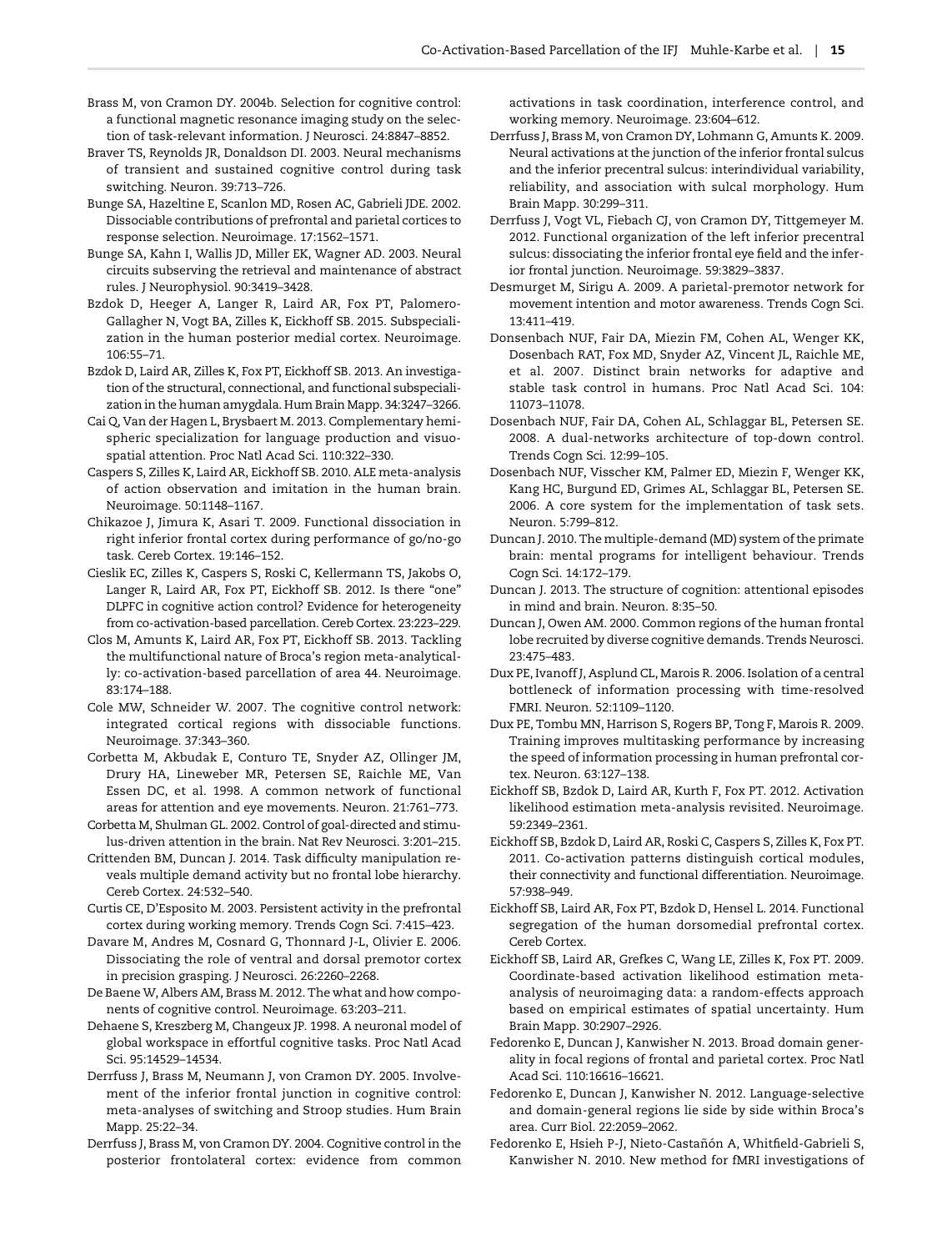Brass M, von Cramon DY. 2004b. Selection for cognitive control: a functional magnetic resonance imaging study on the selection of task-relevant information. J Neurosci. 24:8847–8852.

Braver TS, Reynolds JR, Donaldson DI. 2003. Neural mechanisms of transient and sustained cognitive control during task switching. Neuron. 39:713–726.

Bunge SA, Hazeltine E, Scanlon MD, Rosen AC, Gabrieli JDE. 2002. Dissociable contributions of prefrontal and parietal cortices to response selection. Neuroimage. 17:1562–1571.

Bunge SA, Kahn I, Wallis JD, Miller EK, Wagner AD. 2003. Neural circuits subserving the retrieval and maintenance of abstract rules. J Neurophysiol. 90:3419–3428.

Bzdok D, Heeger A, Langer R, Laird AR, Fox PT, Palomero-Gallagher N, Vogt BA, Zilles K, Eickhoff SB. 2015. Subspecialization in the human posterior medial cortex. Neuroimage. 106:55–71.

Bzdok D, Laird AR, Zilles K, Fox PT, Eickhoff SB. 2013. An investigation of the structural, connectional, and functional subspecialization in the human amygdala. Hum Brain Mapp. 34:3247–3266.

Cai Q, Van der Hagen L, Brysbaert M. 2013. Complementary hemispheric specialization for language production and visuospatial attention. Proc Natl Acad Sci. 110:322–330.

Caspers S, Zilles K, Laird AR, Eickhoff SB. 2010. ALE meta-analysis of action observation and imitation in the human brain. Neuroimage. 50:1148–1167.

Chikazoe J, Jimura K, Asari T. 2009. Functional dissociation in right inferior frontal cortex during performance of go/no-go task. Cereb Cortex. 19:146–152.

Cieslik EC, Zilles K, Caspers S, Roski C, Kellermann TS, Jakobs O, Langer R, Laird AR, Fox PT, Eickhoff SB. 2012. Is there "one" DLPFC in cognitive action control? Evidence for heterogeneity from co-activation-based parcellation. Cereb Cortex. 23:223–229.

Clos M, Amunts K, Laird AR, Fox PT, Eickhoff SB. 2013. Tackling the multifunctional nature of Broca's region meta-analytically: co-activation-based parcellation of area 44. Neuroimage. 83:174–188.

Cole MW, Schneider W. 2007. The cognitive control network: integrated cortical regions with dissociable functions. Neuroimage. 37:343–360.

Corbetta M, Akbudak E, Conturo TE, Snyder AZ, Ollinger JM, Drury HA, Lineweber MR, Petersen SE, Raichle ME, Van Essen DC, et al. 1998. A common network of functional areas for attention and eye movements. Neuron. 21:761–773.

Corbetta M, Shulman GL. 2002. Control of goal-directed and stimulus-driven attention in the brain. Nat Rev Neurosci. 3:201–215.

Crittenden BM, Duncan J. 2014. Task difficulty manipulation reveals multiple demand activity but no frontal lobe hierarchy. Cereb Cortex. 24:532–540.

Curtis CE, D'Esposito M. 2003. Persistent activity in the prefrontal cortex during working memory. Trends Cogn Sci. 7:415–423.

Davare M, Andres M, Cosnard G, Thonnard J-L, Olivier E. 2006. Dissociating the role of ventral and dorsal premotor cortex in precision grasping. J Neurosci. 26:2260–2268.

De Baene W, Albers AM, Brass M. 2012. The what and how components of cognitive control. Neuroimage. 63:203–211.

Dehaene S, Kreszberg M, Changeux JP. 1998. A neuronal model of global workspace in effortful cognitive tasks. Proc Natl Acad Sci. 95:14529–14534.

Derrfuss J, Brass M, Neumann J, von Cramon DY. 2005. Involvement of the inferior frontal junction in cognitive control: meta-analyses of switching and Stroop studies. Hum Brain Mapp. 25:22–34.

Derrfuss J, Brass M, von Cramon DY. 2004. Cognitive control in the posterior frontolateral cortex: evidence from common activations in task coordination, interference control, and working memory. Neuroimage. 23:604–612.

Derrfuss J, Brass M, von Cramon DY, Lohmann G, Amunts K. 2009. Neural activations at the junction of the inferior frontal sulcus and the inferior precentral sulcus: interindividual variability, reliability, and association with sulcal morphology. Hum Brain Mapp. 30:299–311.

Derrfuss J, Vogt VL, Fiebach CJ, von Cramon DY, Tittgemeyer M. 2012. Functional organization of the left inferior precentral sulcus: dissociating the inferior frontal eye field and the inferior frontal junction. Neuroimage. 59:3829–3837.

Desmurget M, Sirigu A. 2009. A parietal-premotor network for movement intention and motor awareness. Trends Cogn Sci. 13:411–419.

Donsenbach NUF, Fair DA, Miezin FM, Cohen AL, Wenger KK, Dosenbach RAT, Fox MD, Snyder AZ, Vincent JL, Raichle ME, et al. 2007. Distinct brain networks for adaptive and stable task control in humans. Proc Natl Acad Sci. 104: 11073–11078.

Dosenbach NUF, Fair DA, Cohen AL, Schlaggar BL, Petersen SE. 2008. A dual-networks architecture of top-down control. Trends Cogn Sci. 12:99–105.

Dosenbach NUF, Visscher KM, Palmer ED, Miezin F, Wenger KK, Kang HC, Burgund ED, Grimes AL, Schlaggar BL, Petersen SE. 2006. A core system for the implementation of task sets. Neuron. 5:799–812.

Duncan J. 2010. The multiple-demand (MD) system of the primate brain: mental programs for intelligent behaviour. Trends Cogn Sci. 14:172–179.

Duncan J. 2013. The structure of cognition: attentional episodes in mind and brain. Neuron. 8:35–50.

Duncan J, Owen AM. 2000. Common regions of the human frontal lobe recruited by diverse cognitive demands. Trends Neurosci. 23:475–483.

Dux PE, Ivanoff J, Asplund CL, Marois R. 2006. Isolation of a central bottleneck of information processing with time-resolved FMRI. Neuron. 52:1109–1120.

Dux PE, Tombu MN, Harrison S, Rogers BP, Tong F, Marois R. 2009. Training improves multitasking performance by increasing the speed of information processing in human prefrontal cortex. Neuron. 63:127–138.

Eickhoff SB, Bzdok D, Laird AR, Kurth F, Fox PT. 2012. Activation likelihood estimation meta-analysis revisited. Neuroimage. 59:2349–2361.

Eickhoff SB, Bzdok D, Laird AR, Roski C, Caspers S, Zilles K, Fox PT. 2011. Co-activation patterns distinguish cortical modules, their connectivity and functional differentiation. Neuroimage. 57:938–949.

Eickhoff SB, Laird AR, Fox PT, Bzdok D, Hensel L. 2014. Functional segregation of the human dorsomedial prefrontal cortex. Cereb Cortex.

Eickhoff SB, Laird AR, Grefkes C, Wang LE, Zilles K, Fox PT. 2009. Coordinate-based activation likelihood estimation meta-analysis of neuroimaging data: a random-effects approach based on empirical estimates of spatial uncertainty. Hum Brain Mapp. 30:2907–2926.

Fedorenko E, Duncan J, Kanwisher N. 2013. Broad domain generality in focal regions of frontal and parietal cortex. Proc Natl Acad Sci. 110:16616–16621.

Fedorenko E, Duncan J, Kanwisher N. 2012. Language-selective and domain-general regions lie side by side within Broca's area. Curr Biol. 22:2059–2062.

Fedorenko E, Hsieh P-J, Nieto-Castañón A, Whitfield-Gabrieli S, Kanwisher N. 2010. New method for fMRI investigations of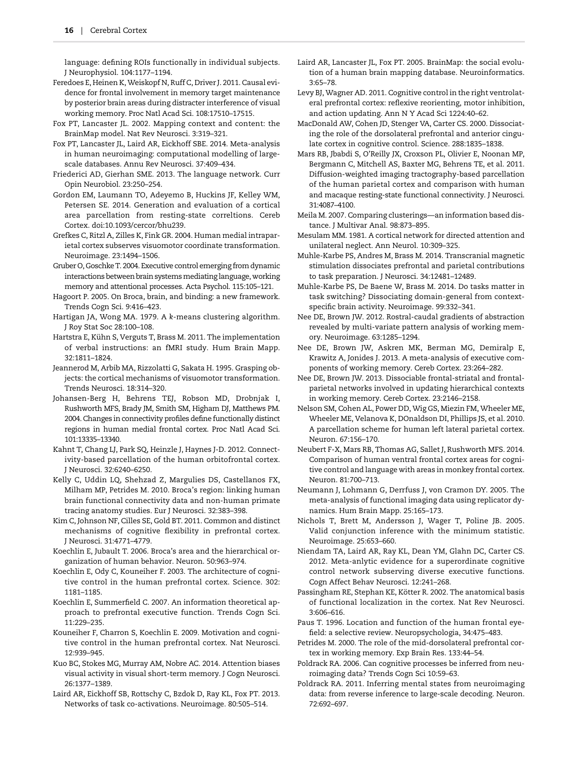language: defining ROIs functionally in individual subjects. J Neurophysiol. 104:1177–1194.

Feredoes E, Heinen K, Weiskopf N, Ruff C, Driver J. 2011. Causal evidence for frontal involvement in memory target maintenance by posterior brain areas during distracter interference of visual working memory. Proc Natl Acad Sci. 108:17510–17515.

Fox PT, Lancaster JL. 2002. Mapping context and content: the BrainMap model. Nat Rev Neurosci. 3:319–321.

Fox PT, Lancaster JL, Laird AR, Eickhoff SBE. 2014. Meta-analysis in human neuroimaging: computational modelling of large-scale databases. Annu Rev Neurosci. 37:409–434.

Friederici AD, Gierhan SME. 2013. The language network. Curr Opin Neurobiol. 23:250–254.

Gordon EM, Laumann TO, Adeyemo B, Huckins JF, Kelley WM, Petersen SE. 2014. Generation and evaluation of a cortical area parcellation from resting-state correltions. Cereb Cortex. doi:10.1093/cercor/bhu239.

Grefkes C, Ritzl A, Zilles K, Fink GR. 2004. Human medial intraparietal cortex subserves visuomotor coordinate transformation. Neuroimage. 23:1494–1506.

Gruber O, Goschke T. 2004. Executive control emerging from dynamic interactions between brain systems mediating language, working memory and attentional processes. Acta Psychol. 115:105–121.

Hagoort P. 2005. On Broca, brain, and binding: a new framework. Trends Cogn Sci. 9:416–423.

Hartigan JA, Wong MA. 1979. A *k*-means clustering algorithm. J Roy Stat Soc 28:100–108.

Hartstra E, Kühn S, Verguts T, Brass M. 2011. The implementation of verbal instructions: an fMRI study. Hum Brain Mapp. 32:1811–1824.

Jeannerod M, Arbib MA, Rizzolatti G, Sakata H. 1995. Grasping objects: the cortical mechanisms of visuomotor transformation. Trends Neurosci. 18:314–320.

Johansen-Berg H, Behrens TEJ, Robson MD, Drobnjak I, Rushworth MFS, Brady JM, Smith SM, Higham DJ, Matthews PM. 2004. Changes in connectivity profiles define functionally distinct regions in human medial frontal cortex. Proc Natl Acad Sci. 101:13335–13340.

Kahnt T, Chang LJ, Park SQ, Heinzle J, Haynes J-D. 2012. Connectivity-based parcellation of the human orbitofrontal cortex. J Neurosci. 32:6240–6250.

Kelly C, Uddin LQ, Shehzad Z, Margulies DS, Castellanos FX, Milham MP, Petrides M. 2010. Broca's region: linking human brain functional connectivity data and non-human primate tracing anatomy studies. Eur J Neurosci. 32:383–398.

Kim C, Johnson NF, Cilles SE, Gold BT. 2011. Common and distinct mechanisms of cognitive flexibility in prefrontal cortex. J Neurosci. 31:4771–4779.

Koechlin E, Jubault T. 2006. Broca's area and the hierarchical organization of human behavior. Neuron. 50:963–974.

Koechlin E, Ody C, Kouneiher F. 2003. The architecture of cognitive control in the human prefrontal cortex. Science. 302: 1181–1185.

Koechlin E, Summerfield C. 2007. An information theoretical approach to prefrontal executive function. Trends Cogn Sci. 11:229–235.

Kouneiher F, Charron S, Koechlin E. 2009. Motivation and cognitive control in the human prefrontal cortex. Nat Neurosci. 12:939–945.

Kuo BC, Stokes MG, Murray AM, Nobre AC. 2014. Attention biases visual activity in visual short-term memory. J Cogn Neurosci. 26:1377–1389.

Laird AR, Eickhoff SB, Rottschy C, Bzdok D, Ray KL, Fox PT. 2013. Networks of task co-activations. Neuroimage. 80:505–514.

Laird AR, Lancaster JL, Fox PT. 2005. BrainMap: the social evolution of a human brain mapping database. Neuroinformatics. 3:65–78.

Levy BJ, Wagner AD. 2011. Cognitive control in the right ventrolateral prefrontal cortex: reflexive reorienting, motor inhibition, and action updating. Ann N Y Acad Sci 1224:40–62.

MacDonald AW, Cohen JD, Stenger VA, Carter CS. 2000. Dissociating the role of the dorsolateral prefrontal and anterior cingulate cortex in cognitive control. Science. 288:1835–1838.

Mars RB, Jbabdi S, O'Reilly JX, Croxson PL, Olivier E, Noonan MP, Bergmann C, Mitchell AS, Baxter MG, Behrens TE, et al. 2011. Diffusion-weighted imaging tractography-based parcellation of the human parietal cortex and comparison with human and macaque resting-state functional connectivity. J Neurosci. 31:4087–4100.

Meila M. 2007. Comparing clusterings—an information based distance. J Multivar Anal. 98:873–895.

Mesulam MM. 1981. A cortical network for directed attention and unilateral neglect. Ann Neurol. 10:309–325.

Muhle-Karbe PS, Andres M, Brass M. 2014. Transcranial magnetic stimulation dissociates prefrontal and parietal contributions to task preparation. J Neurosci. 34:12481–12489.

Muhle-Karbe PS, De Baene W, Brass M. 2014. Do tasks matter in task switching? Dissociating domain-general from context-specific brain activity. Neuroimage. 99:332–341.

Nee DE, Brown JW. 2012. Rostral-caudal gradients of abstraction revealed by multi-variate pattern analysis of working memory. Neuroimage. 63:1285–1294.

Nee DE, Brown JW, Askren MK, Berman MG, Demiralp E, Krawitz A, Jonides J. 2013. A meta-analysis of executive components of working memory. Cereb Cortex. 23:264–282.

Nee DE, Brown JW. 2013. Dissociable frontal-striatal and frontal-parietal networks involved in updating hierarchical contexts in working memory. Cereb Cortex. 23:2146–2158.

Nelson SM, Cohen AL, Power DD, Wig GS, Miezin FM, Wheeler ME, Wheeler ME, Velanova K, DOnaldson DI, Phillips JS, et al. 2010. A parcellation scheme for human left lateral parietal cortex. Neuron. 67:156–170.

Neubert F-X, Mars RB, Thomas AG, Sallet J, Rushworth MFS. 2014. Comparison of human ventral frontal cortex areas for cognitive control and language with areas in monkey frontal cortex. Neuron. 81:700–713.

Neumann J, Lohmann G, Derrfuss J, von Cramon DY. 2005. The meta-analysis of functional imaging data using replicator dynamics. Hum Brain Mapp. 25:165–173.

Nichols T, Brett M, Andersson J, Wager T, Poline JB. 2005. Valid conjunction inference with the minimum statistic. Neuroimage. 25:653–660.

Niendam TA, Laird AR, Ray KL, Dean YM, Glahn DC, Carter CS. 2012. Meta-anlytic evidence for a superordinate cognitive control network subserving diverse executive functions. Cogn Affect Behav Neurosci. 12:241–268.

Passingham RE, Stephan KE, Kötter R. 2002. The anatomical basis of functional localization in the cortex. Nat Rev Neurosci. 3:606–616.

Paus T. 1996. Location and function of the human frontal eye-field: a selective review. Neuropsychologia, 34:475–483.

Petrides M. 2000. The role of the mid-dorsolateral prefrontal cortex in working memory. Exp Brain Res. 133:44–54.

Poldrack RA. 2006. Can cognitive processes be inferred from neuroimaging data? Trends Cogn Sci 10:59–63.

Poldrack RA. 2011. Inferring mental states from neuroimaging data: from reverse inference to large-scale decoding. Neuron. 72:692–697.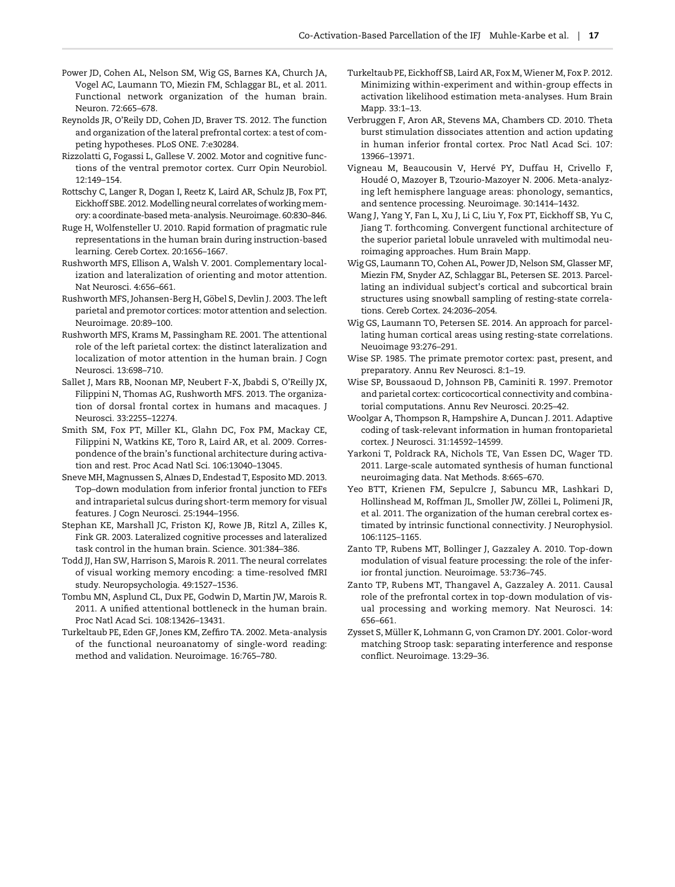Power JD, Cohen AL, Nelson SM, Wig GS, Barnes KA, Church JA, Vogel AC, Laumann TO, Miezin FM, Schlaggar BL, et al. 2011. Functional network organization of the human brain. Neuron. 72:665–678.

Reynolds JR, O'Reily DD, Cohen JD, Braver TS. 2012. The function and organization of the lateral prefrontal cortex: a test of competing hypotheses. PLoS ONE. 7:e30284.

Rizzolatti G, Fogassi L, Gallese V. 2002. Motor and cognitive functions of the ventral premotor cortex. Curr Opin Neurobiol. 12:149–154.

Rottschy C, Langer R, Dogan I, Reetz K, Laird AR, Schulz JB, Fox PT, Eickhoff SBE. 2012. Modelling neural correlates of working memory: a coordinate-based meta-analysis. Neuroimage. 60:830–846.

Ruge H, Wolfensteller U. 2010. Rapid formation of pragmatic rule representations in the human brain during instruction-based learning. Cereb Cortex. 20:1656–1667.

Rushworth MFS, Ellison A, Walsh V. 2001. Complementary localization and lateralization of orienting and motor attention. Nat Neurosci. 4:656–661.

Rushworth MFS, Johansen-Berg H, Göbel S, Devlin J. 2003. The left parietal and premotor cortices: motor attention and selection. Neuroimage. 20:89–100.

Rushworth MFS, Krams M, Passingham RE. 2001. The attentional role of the left parietal cortex: the distinct lateralization and localization of motor attention in the human brain. J Cogn Neurosci. 13:698–710.

Sallet J, Mars RB, Noonan MP, Neubert F-X, Jbabdi S, O'Reilly JX, Filippini N, Thomas AG, Rushworth MFS. 2013. The organization of dorsal frontal cortex in humans and macaques. J Neurosci. 33:2255–12274.

Smith SM, Fox PT, Miller KL, Glahn DC, Fox PM, Mackay CE, Filippini N, Watkins KE, Toro R, Laird AR, et al. 2009. Correspondence of the brain's functional architecture during activation and rest. Proc Acad Natl Sci. 106:13040–13045.

Sneve MH, Magnussen S, Alnæs D, Endestad T, Esposito MD. 2013. Top–down modulation from inferior frontal junction to FEFs and intraparietal sulcus during short-term memory for visual features. J Cogn Neurosci. 25:1944–1956.

Stephan KE, Marshall JC, Friston KJ, Rowe JB, Ritzl A, Zilles K, Fink GR. 2003. Lateralized cognitive processes and lateralized task control in the human brain. Science. 301:384–386.

Todd JJ, Han SW, Harrison S, Marois R. 2011. The neural correlates of visual working memory encoding: a time-resolved fMRI study. Neuropsychologia. 49:1527–1536.

Tombu MN, Asplund CL, Dux PE, Godwin D, Martin JW, Marois R. 2011. A unified attentional bottleneck in the human brain. Proc Natl Acad Sci. 108:13426–13431.

Turkeltaub PE, Eden GF, Jones KM, Zeffiro TA. 2002. Meta-analysis of the functional neuroanatomy of single-word reading: method and validation. Neuroimage. 16:765–780.

Turkeltaub PE, Eickhoff SB, Laird AR, Fox M, Wiener M, Fox P. 2012. Minimizing within-experiment and within-group effects in activation likelihood estimation meta-analyses. Hum Brain Mapp. 33:1–13.

Verbruggen F, Aron AR, Stevens MA, Chambers CD. 2010. Theta burst stimulation dissociates attention and action updating in human inferior frontal cortex. Proc Natl Acad Sci. 107: 13966–13971.

Vigneau M, Beaucousin V, Hervé PY, Duffau H, Crivello F, Houdé O, Mazoyer B, Tzourio-Mazoyer N. 2006. Meta-analyzing left hemisphere language areas: phonology, semantics, and sentence processing. Neuroimage. 30:1414–1432.

Wang J, Yang Y, Fan L, Xu J, Li C, Liu Y, Fox PT, Eickhoff SB, Yu C, Jiang T. forthcoming. Convergent functional architecture of the superior parietal lobule unraveled with multimodal neuroimaging approaches. Hum Brain Mapp.

Wig GS, Laumann TO, Cohen AL, Power JD, Nelson SM, Glasser MF, Miezin FM, Snyder AZ, Schlaggar BL, Petersen SE. 2013. Parcellating an individual subject's cortical and subcortical brain structures using snowball sampling of resting-state correlations. Cereb Cortex. 24:2036–2054.

Wig GS, Laumann TO, Petersen SE. 2014. An approach for parcellating human cortical areas using resting-state correlations. Neuoimage 93:276–291.

Wise SP. 1985. The primate premotor cortex: past, present, and preparatory. Annu Rev Neurosci. 8:1–19.

Wise SP, Boussaoud D, Johnson PB, Caminiti R. 1997. Premotor and parietal cortex: corticocortical connectivity and combinatorial computations. Annu Rev Neurosci. 20:25–42.

Woolgar A, Thompson R, Hampshire A, Duncan J. 2011. Adaptive coding of task-relevant information in human frontoparietal cortex. J Neurosci. 31:14592–14599.

Yarkoni T, Poldrack RA, Nichols TE, Van Essen DC, Wager TD. 2011. Large-scale automated synthesis of human functional neuroimaging data. Nat Methods. 8:665–670.

Yeo BTT, Krienen FM, Sepulcre J, Sabuncu MR, Lashkari D, Hollinshead M, Roffman JL, Smoller JW, Zöllei L, Polimeni JR, et al. 2011. The organization of the human cerebral cortex estimated by intrinsic functional connectivity. J Neurophysiol. 106:1125–1165.

Zanto TP, Rubens MT, Bollinger J, Gazzaley A. 2010. Top-down modulation of visual feature processing: the role of the inferior frontal junction. Neuroimage. 53:736–745.

Zanto TP, Rubens MT, Thangavel A, Gazzaley A. 2011. Causal role of the prefrontal cortex in top-down modulation of visual processing and working memory. Nat Neurosci. 14: 656–661.

Zysset S, Müller K, Lohmann G, von Cramon DY. 2001. Color-word matching Stroop task: separating interference and response conflict. Neuroimage. 13:29–36.